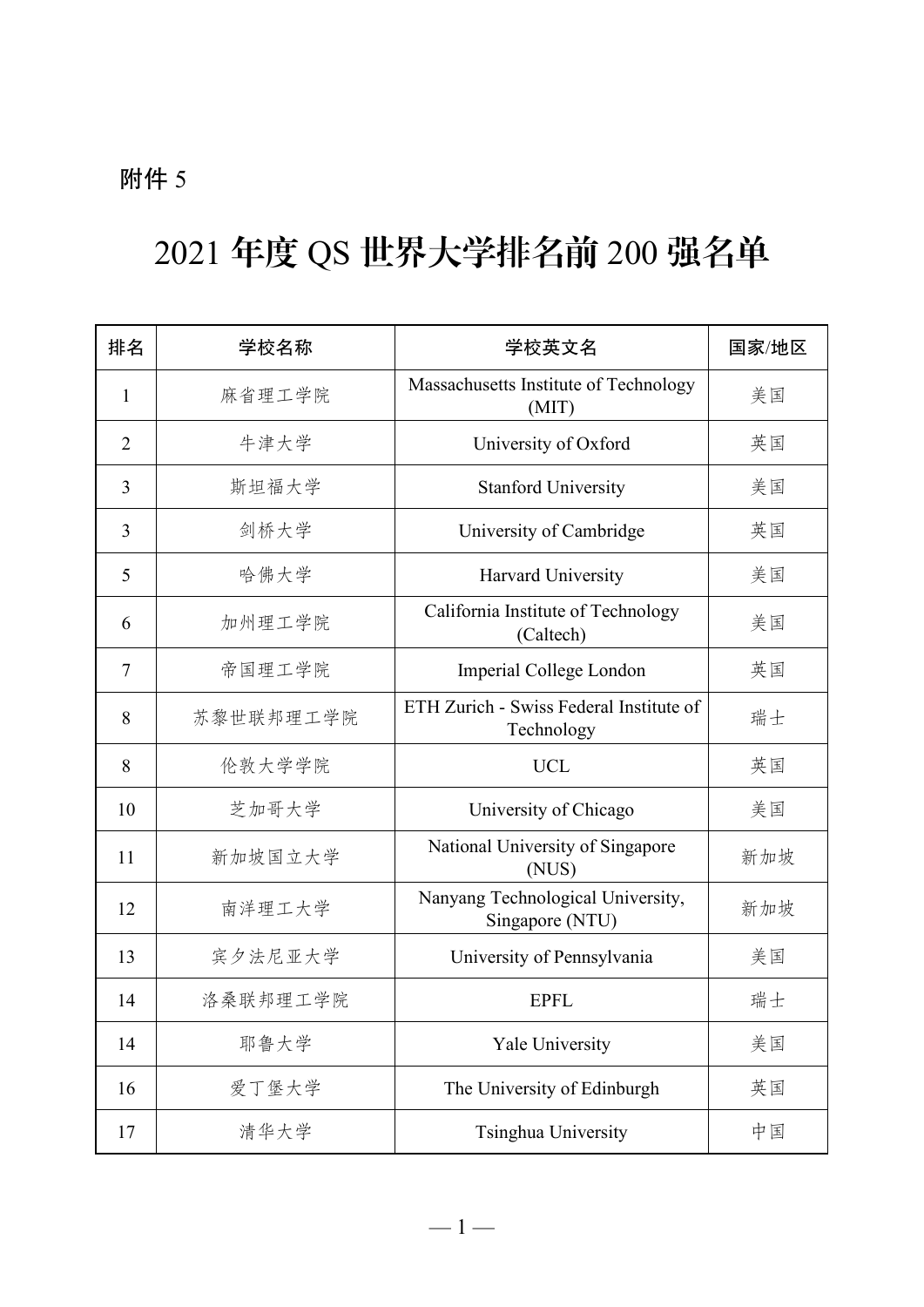附件 5

# 2021 年度 QS 世界大学排名前 200 强名单

| 排名 | 学校名称 | 学校英文名 | 国家/地区 |
| --- | --- | --- | --- |
| 1 | 麻省理工学院 | Massachusetts Institute of Technology (MIT) | 美国 |
| 2 | 牛津大学 | University of Oxford | 英国 |
| 3 | 斯坦福大学 | Stanford University | 美国 |
| 3 | 剑桥大学 | University of Cambridge | 英国 |
| 5 | 哈佛大学 | Harvard University | 美国 |
| 6 | 加州理工学院 | California Institute of Technology (Caltech) | 美国 |
| 7 | 帝国理工学院 | Imperial College London | 英国 |
| 8 | 苏黎世联邦理工学院 | ETH Zurich - Swiss Federal Institute of Technology | 瑞士 |
| 8 | 伦敦大学学院 | UCL | 英国 |
| 10 | 芝加哥大学 | University of Chicago | 美国 |
| 11 | 新加坡国立大学 | National University of Singapore (NUS) | 新加坡 |
| 12 | 南洋理工大学 | Nanyang Technological University, Singapore (NTU) | 新加坡 |
| 13 | 宾夕法尼亚大学 | University of Pennsylvania | 美国 |
| 14 | 洛桑联邦理工学院 | EPFL | 瑞士 |
| 14 | 耶鲁大学 | Yale University | 美国 |
| 16 | 爱丁堡大学 | The University of Edinburgh | 英国 |
| 17 | 清华大学 | Tsinghua University | 中国 |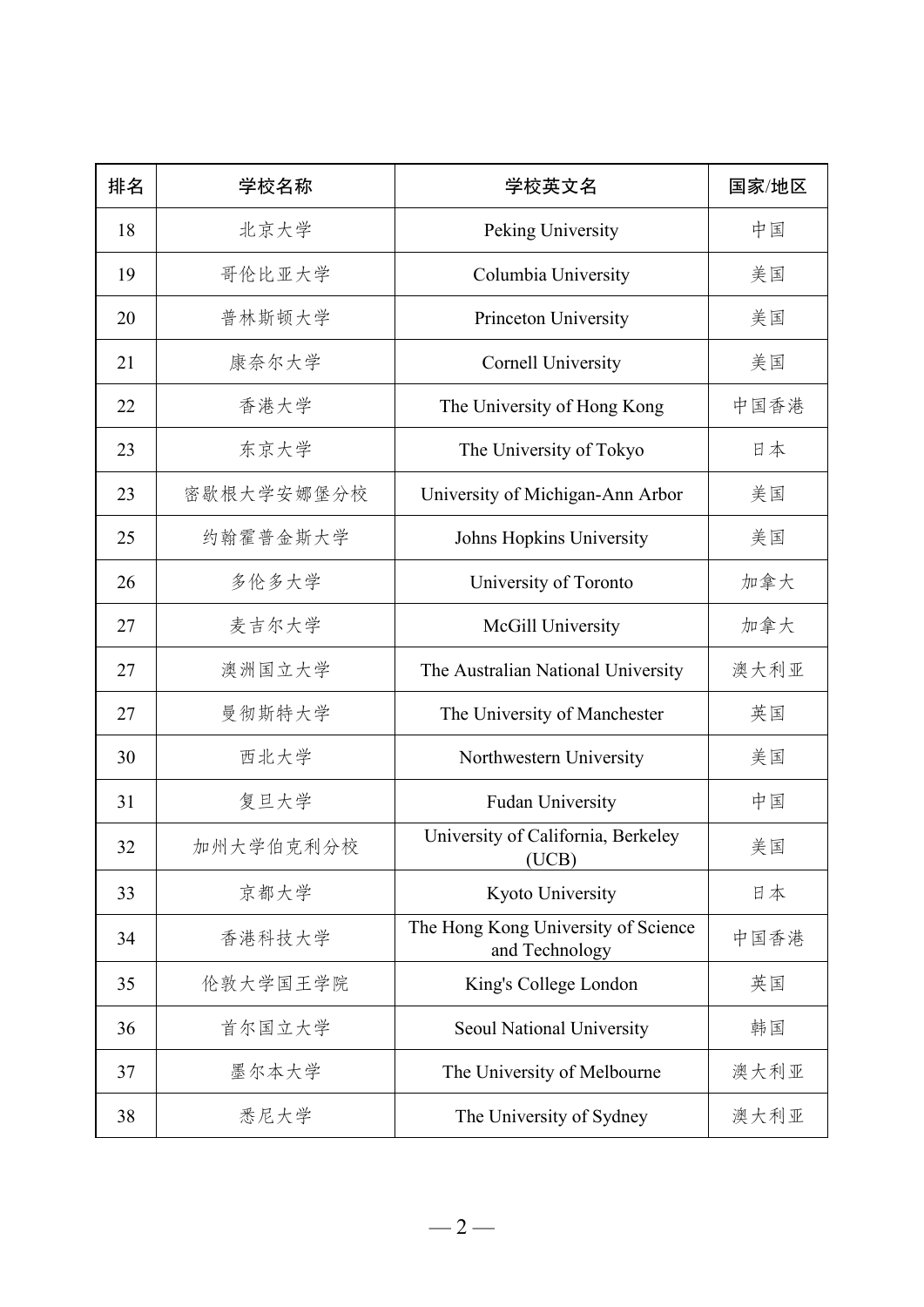| 排名 | 学校名称 | 学校英文名 | 国家/地区 |
| --- | --- | --- | --- |
| 18 | 北京大学 | Peking University | 中国 |
| 19 | 哥伦比亚大学 | Columbia University | 美国 |
| 20 | 普林斯顿大学 | Princeton University | 美国 |
| 21 | 康奈尔大学 | Cornell University | 美国 |
| 22 | 香港大学 | The University of Hong Kong | 中国香港 |
| 23 | 东京大学 | The University of Tokyo | 日本 |
| 23 | 密歇根大学安娜堡分校 | University of Michigan-Ann Arbor | 美国 |
| 25 | 约翰霍普金斯大学 | Johns Hopkins University | 美国 |
| 26 | 多伦多大学 | University of Toronto | 加拿大 |
| 27 | 麦吉尔大学 | McGill University | 加拿大 |
| 27 | 澳洲国立大学 | The Australian National University | 澳大利亚 |
| 27 | 曼彻斯特大学 | The University of Manchester | 英国 |
| 30 | 西北大学 | Northwestern University | 美国 |
| 31 | 复旦大学 | Fudan University | 中国 |
| 32 | 加州大学伯克利分校 | University of California, Berkeley (UCB) | 美国 |
| 33 | 京都大学 | Kyoto University | 日本 |
| 34 | 香港科技大学 | The Hong Kong University of Science and Technology | 中国香港 |
| 35 | 伦敦大学国王学院 | King's College London | 英国 |
| 36 | 首尔国立大学 | Seoul National University | 韩国 |
| 37 | 墨尔本大学 | The University of Melbourne | 澳大利亚 |
| 38 | 悉尼大学 | The University of Sydney | 澳大利亚 |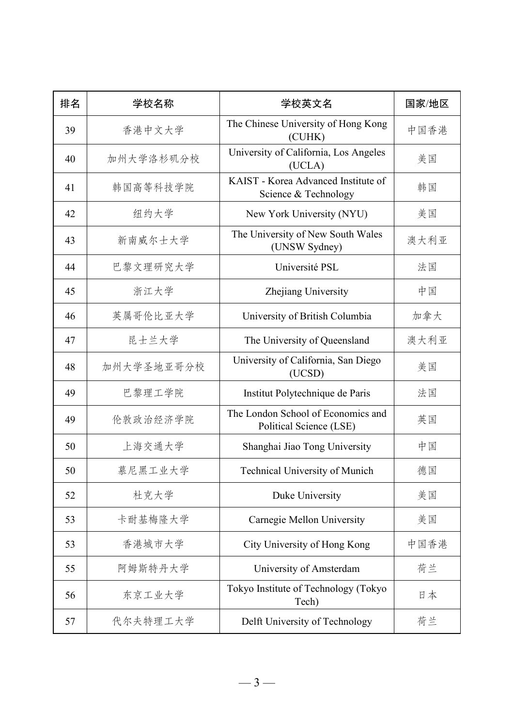| 排名 | 学校名称 | 学校英文名 | 国家/地区 |
| --- | --- | --- | --- |
| 39 | 香港中文大学 | The Chinese University of Hong Kong (CUHK) | 中国香港 |
| 40 | 加州大学洛杉矶分校 | University of California, Los Angeles (UCLA) | 美国 |
| 41 | 韩国高等科技学院 | KAIST - Korea Advanced Institute of Science & Technology | 韩国 |
| 42 | 纽约大学 | New York University (NYU) | 美国 |
| 43 | 新南威尔士大学 | The University of New South Wales (UNSW Sydney) | 澳大利亚 |
| 44 | 巴黎文理研究大学 | Université PSL | 法国 |
| 45 | 浙江大学 | Zhejiang University | 中国 |
| 46 | 英属哥伦比亚大学 | University of British Columbia | 加拿大 |
| 47 | 昆士兰大学 | The University of Queensland | 澳大利亚 |
| 48 | 加州大学圣地亚哥分校 | University of California, San Diego (UCSD) | 美国 |
| 49 | 巴黎理工学院 | Institut Polytechnique de Paris | 法国 |
| 49 | 伦敦政治经济学院 | The London School of Economics and Political Science (LSE) | 英国 |
| 50 | 上海交通大学 | Shanghai Jiao Tong University | 中国 |
| 50 | 慕尼黑工业大学 | Technical University of Munich | 德国 |
| 52 | 杜克大学 | Duke University | 美国 |
| 53 | 卡耐基梅隆大学 | Carnegie Mellon University | 美国 |
| 53 | 香港城市大学 | City University of Hong Kong | 中国香港 |
| 55 | 阿姆斯特丹大学 | University of Amsterdam | 荷兰 |
| 56 | 东京工业大学 | Tokyo Institute of Technology (Tokyo Tech) | 日本 |
| 57 | 代尔夫特理工大学 | Delft University of Technology | 荷兰 |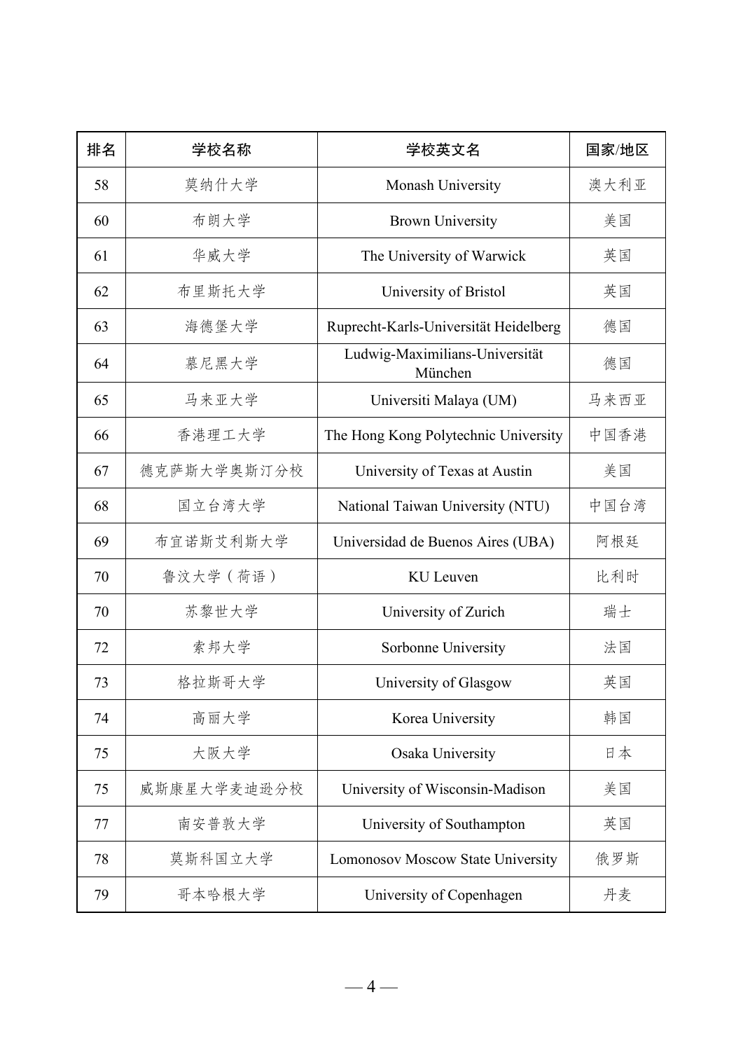| 排名 | 学校名称 | 学校英文名 | 国家/地区 |
| --- | --- | --- | --- |
| 58 | 莫纳什大学 | Monash University | 澳大利亚 |
| 60 | 布朗大学 | Brown University | 美国 |
| 61 | 华威大学 | The University of Warwick | 英国 |
| 62 | 布里斯托大学 | University of Bristol | 英国 |
| 63 | 海德堡大学 | Ruprecht-Karls-Universität Heidelberg | 德国 |
| 64 | 慕尼黑大学 | Ludwig-Maximilians-Universität München | 德国 |
| 65 | 马来亚大学 | Universiti Malaya (UM) | 马来西亚 |
| 66 | 香港理工大学 | The Hong Kong Polytechnic University | 中国香港 |
| 67 | 德克萨斯大学奥斯汀分校 | University of Texas at Austin | 美国 |
| 68 | 国立台湾大学 | National Taiwan University (NTU) | 中国台湾 |
| 69 | 布宜诺斯艾利斯大学 | Universidad de Buenos Aires (UBA) | 阿根廷 |
| 70 | 鲁汶大学（荷语） | KU Leuven | 比利时 |
| 70 | 苏黎世大学 | University of Zurich | 瑞士 |
| 72 | 索邦大学 | Sorbonne University | 法国 |
| 73 | 格拉斯哥大学 | University of Glasgow | 英国 |
| 74 | 高丽大学 | Korea University | 韩国 |
| 75 | 大阪大学 | Osaka University | 日本 |
| 75 | 威斯康星大学麦迪逊分校 | University of Wisconsin-Madison | 美国 |
| 77 | 南安普敦大学 | University of Southampton | 英国 |
| 78 | 莫斯科国立大学 | Lomonosov Moscow State University | 俄罗斯 |
| 79 | 哥本哈根大学 | University of Copenhagen | 丹麦 |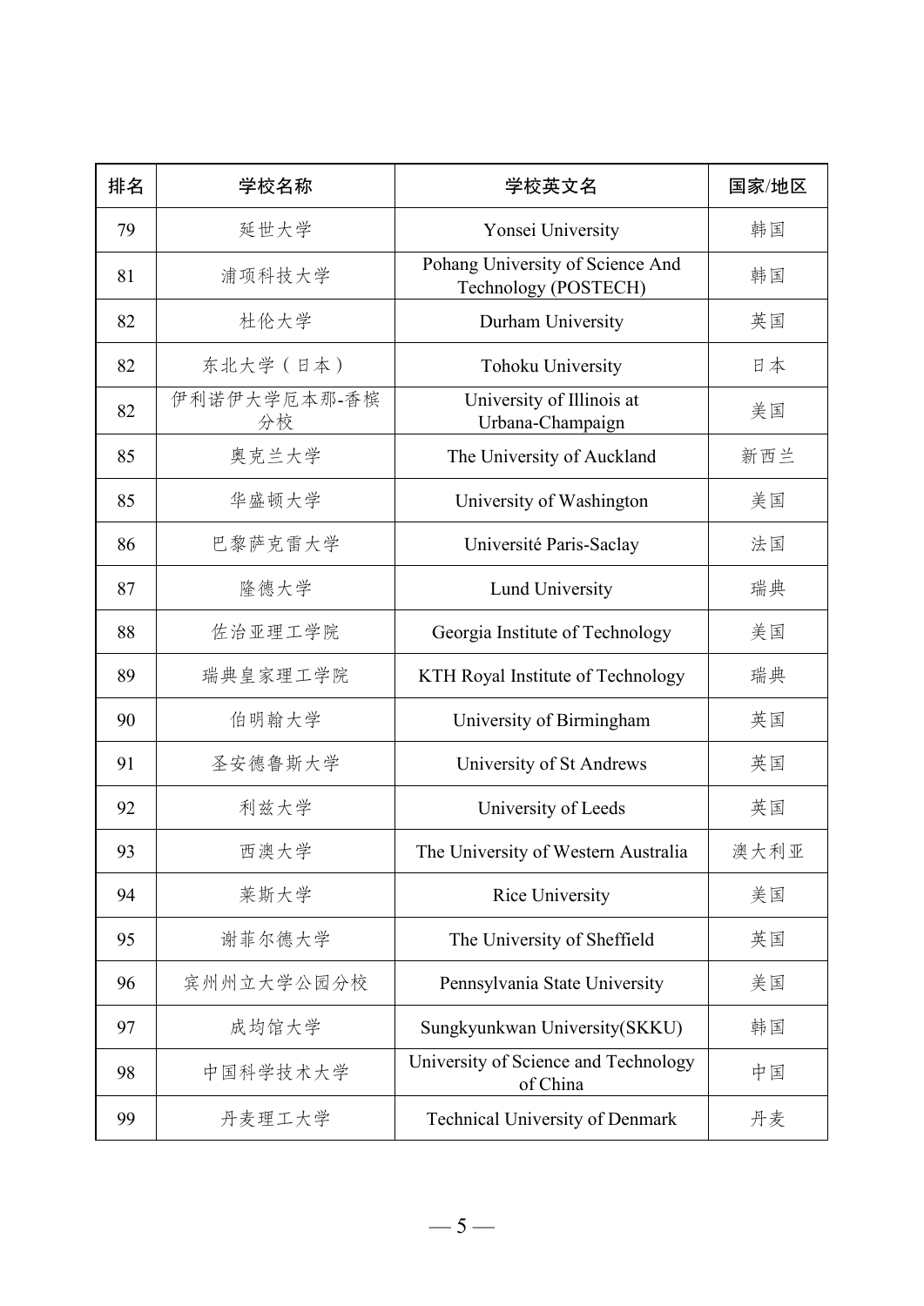| 排名 | 学校名称 | 学校英文名 | 国家/地区 |
| --- | --- | --- | --- |
| 79 | 延世大学 | Yonsei University | 韩国 |
| 81 | 浦项科技大学 | Pohang University of Science And Technology (POSTECH) | 韩国 |
| 82 | 杜伦大学 | Durham University | 英国 |
| 82 | 东北大学（日本） | Tohoku University | 日本 |
| 82 | 伊利诺伊大学厄本那-香槟分校 | University of Illinois at Urbana-Champaign | 美国 |
| 85 | 奥克兰大学 | The University of Auckland | 新西兰 |
| 85 | 华盛顿大学 | University of Washington | 美国 |
| 86 | 巴黎萨克雷大学 | Université Paris-Saclay | 法国 |
| 87 | 隆德大学 | Lund University | 瑞典 |
| 88 | 佐治亚理工学院 | Georgia Institute of Technology | 美国 |
| 89 | 瑞典皇家理工学院 | KTH Royal Institute of Technology | 瑞典 |
| 90 | 伯明翰大学 | University of Birmingham | 英国 |
| 91 | 圣安德鲁斯大学 | University of St Andrews | 英国 |
| 92 | 利兹大学 | University of Leeds | 英国 |
| 93 | 西澳大学 | The University of Western Australia | 澳大利亚 |
| 94 | 莱斯大学 | Rice University | 美国 |
| 95 | 谢菲尔德大学 | The University of Sheffield | 英国 |
| 96 | 宾州州立大学公园分校 | Pennsylvania State University | 美国 |
| 97 | 成均馆大学 | Sungkyunkwan University(SKKU) | 韩国 |
| 98 | 中国科学技术大学 | University of Science and Technology of China | 中国 |
| 99 | 丹麦理工大学 | Technical University of Denmark | 丹麦 |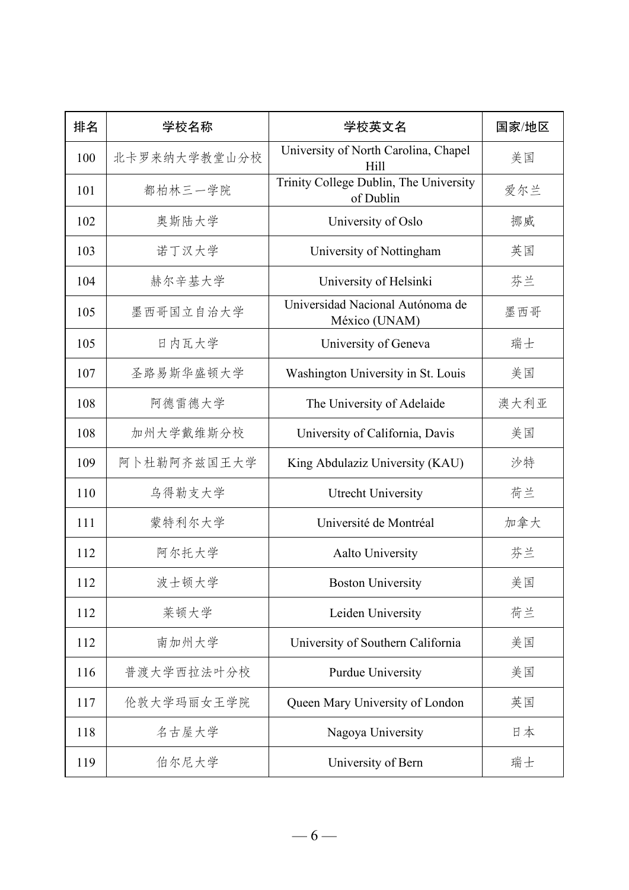| 排名 | 学校名称 | 学校英文名 | 国家/地区 |
| --- | --- | --- | --- |
| 100 | 北卡罗来纳大学教堂山分校 | University of North Carolina, Chapel Hill | 美国 |
| 101 | 都柏林三一学院 | Trinity College Dublin, The University of Dublin | 爱尔兰 |
| 102 | 奥斯陆大学 | University of Oslo | 挪威 |
| 103 | 诺丁汉大学 | University of Nottingham | 英国 |
| 104 | 赫尔辛基大学 | University of Helsinki | 芬兰 |
| 105 | 墨西哥国立自治大学 | Universidad Nacional Autónoma de México (UNAM) | 墨西哥 |
| 105 | 日内瓦大学 | University of Geneva | 瑞士 |
| 107 | 圣路易斯华盛顿大学 | Washington University in St. Louis | 美国 |
| 108 | 阿德雷德大学 | The University of Adelaide | 澳大利亚 |
| 108 | 加州大学戴维斯分校 | University of California, Davis | 美国 |
| 109 | 阿卜杜勒阿齐兹国王大学 | King Abdulaziz University (KAU) | 沙特 |
| 110 | 乌得勒支大学 | Utrecht University | 荷兰 |
| 111 | 蒙特利尔大学 | Université de Montréal | 加拿大 |
| 112 | 阿尔托大学 | Aalto University | 芬兰 |
| 112 | 波士顿大学 | Boston University | 美国 |
| 112 | 莱顿大学 | Leiden University | 荷兰 |
| 112 | 南加州大学 | University of Southern California | 美国 |
| 116 | 普渡大学西拉法叶分校 | Purdue University | 美国 |
| 117 | 伦敦大学玛丽女王学院 | Queen Mary University of London | 英国 |
| 118 | 名古屋大学 | Nagoya University | 日本 |
| 119 | 伯尔尼大学 | University of Bern | 瑞士 |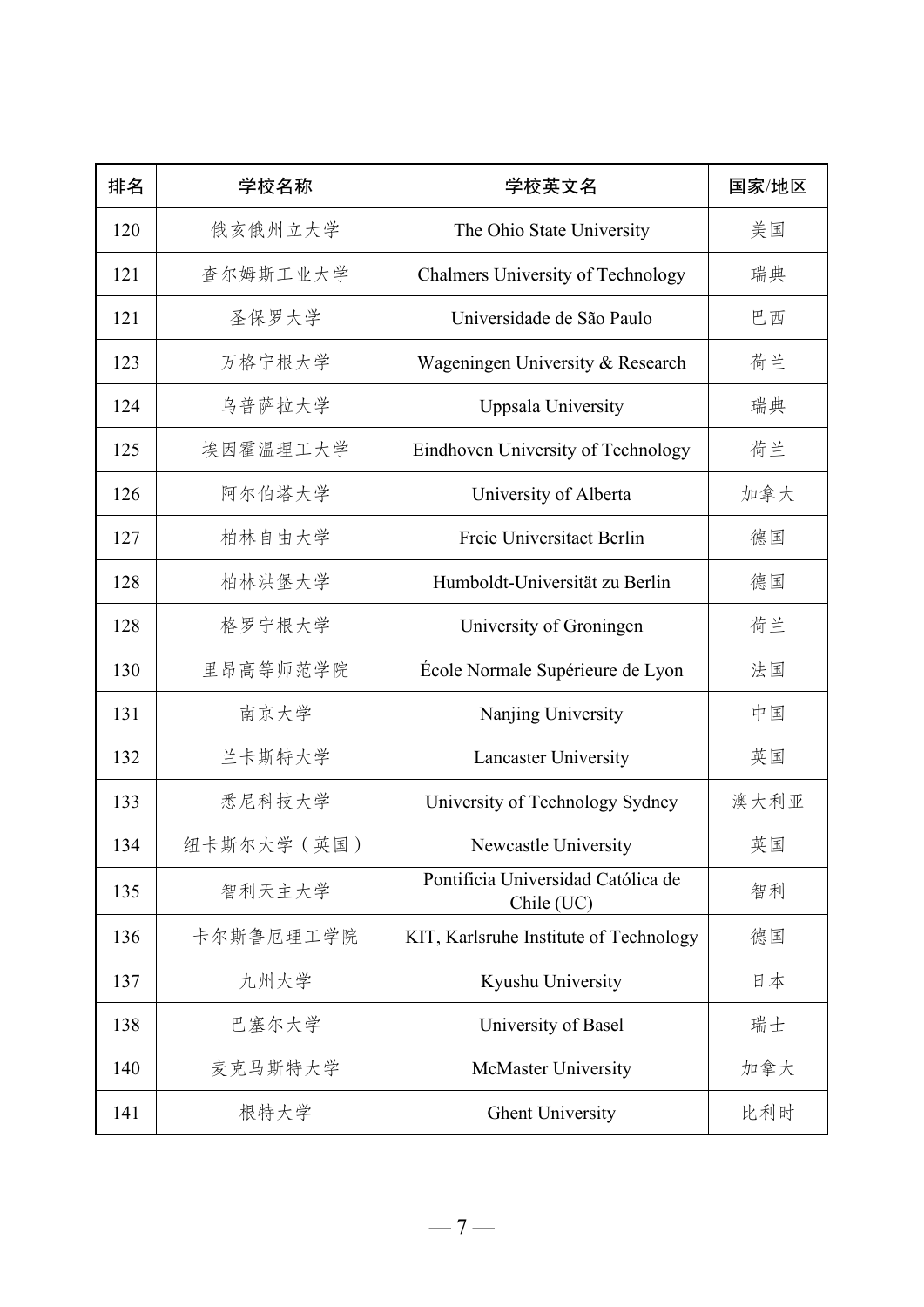| 排名 | 学校名称 | 学校英文名 | 国家/地区 |
| --- | --- | --- | --- |
| 120 | 俄亥俄州立大学 | The Ohio State University | 美国 |
| 121 | 查尔姆斯工业大学 | Chalmers University of Technology | 瑞典 |
| 121 | 圣保罗大学 | Universidade de São Paulo | 巴西 |
| 123 | 万格宁根大学 | Wageningen University & Research | 荷兰 |
| 124 | 乌普萨拉大学 | Uppsala University | 瑞典 |
| 125 | 埃因霍温理工大学 | Eindhoven University of Technology | 荷兰 |
| 126 | 阿尔伯塔大学 | University of Alberta | 加拿大 |
| 127 | 柏林自由大学 | Freie Universitaet Berlin | 德国 |
| 128 | 柏林洪堡大学 | Humboldt-Universität zu Berlin | 德国 |
| 128 | 格罗宁根大学 | University of Groningen | 荷兰 |
| 130 | 里昂高等师范学院 | École Normale Supérieure de Lyon | 法国 |
| 131 | 南京大学 | Nanjing University | 中国 |
| 132 | 兰卡斯特大学 | Lancaster University | 英国 |
| 133 | 悉尼科技大学 | University of Technology Sydney | 澳大利亚 |
| 134 | 纽卡斯尔大学（英国） | Newcastle University | 英国 |
| 135 | 智利天主大学 | Pontificia Universidad Católica de Chile (UC) | 智利 |
| 136 | 卡尔斯鲁厄理工学院 | KIT, Karlsruhe Institute of Technology | 德国 |
| 137 | 九州大学 | Kyushu University | 日本 |
| 138 | 巴塞尔大学 | University of Basel | 瑞士 |
| 140 | 麦克马斯特大学 | McMaster University | 加拿大 |
| 141 | 根特大学 | Ghent University | 比利时 |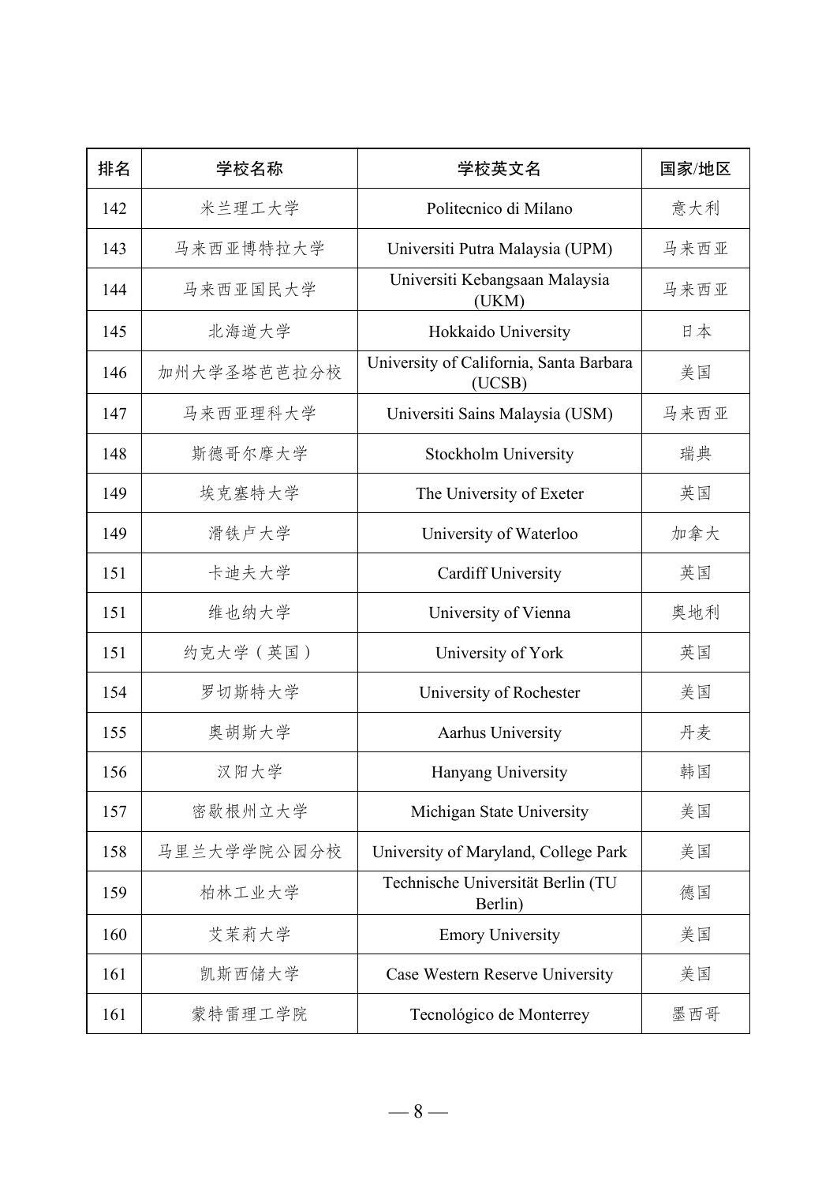| 排名 | 学校名称 | 学校英文名 | 国家/地区 |
| --- | --- | --- | --- |
| 142 | 米兰理工大学 | Politecnico di Milano | 意大利 |
| 143 | 马来西亚博特拉大学 | Universiti Putra Malaysia (UPM) | 马来西亚 |
| 144 | 马来西亚国民大学 | Universiti Kebangsaan Malaysia (UKM) | 马来西亚 |
| 145 | 北海道大学 | Hokkaido University | 日本 |
| 146 | 加州大学圣塔芭芭拉分校 | University of California, Santa Barbara (UCSB) | 美国 |
| 147 | 马来西亚理科大学 | Universiti Sains Malaysia (USM) | 马来西亚 |
| 148 | 斯德哥尔摩大学 | Stockholm University | 瑞典 |
| 149 | 埃克塞特大学 | The University of Exeter | 英国 |
| 149 | 滑铁卢大学 | University of Waterloo | 加拿大 |
| 151 | 卡迪夫大学 | Cardiff University | 英国 |
| 151 | 维也纳大学 | University of Vienna | 奥地利 |
| 151 | 约克大学（英国） | University of York | 英国 |
| 154 | 罗切斯特大学 | University of Rochester | 美国 |
| 155 | 奥胡斯大学 | Aarhus University | 丹麦 |
| 156 | 汉阳大学 | Hanyang University | 韩国 |
| 157 | 密歇根州立大学 | Michigan State University | 美国 |
| 158 | 马里兰大学学院公园分校 | University of Maryland, College Park | 美国 |
| 159 | 柏林工业大学 | Technische Universität Berlin (TU Berlin) | 德国 |
| 160 | 艾茉莉大学 | Emory University | 美国 |
| 161 | 凯斯西储大学 | Case Western Reserve University | 美国 |
| 161 | 蒙特雷理工学院 | Tecnológico de Monterrey | 墨西哥 |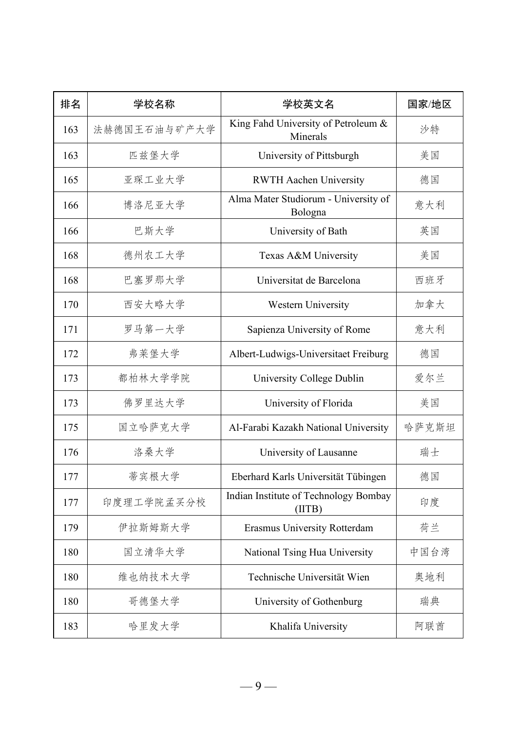| 排名 | 学校名称 | 学校英文名 | 国家/地区 |
| --- | --- | --- | --- |
| 163 | 法赫德国王石油与矿产大学 | King Fahd University of Petroleum & Minerals | 沙特 |
| 163 | 匹兹堡大学 | University of Pittsburgh | 美国 |
| 165 | 亚琛工业大学 | RWTH Aachen University | 德国 |
| 166 | 博洛尼亚大学 | Alma Mater Studiorum - University of Bologna | 意大利 |
| 166 | 巴斯大学 | University of Bath | 英国 |
| 168 | 德州农工大学 | Texas A&M University | 美国 |
| 168 | 巴塞罗那大学 | Universitat de Barcelona | 西班牙 |
| 170 | 西安大略大学 | Western University | 加拿大 |
| 171 | 罗马第一大学 | Sapienza University of Rome | 意大利 |
| 172 | 弗莱堡大学 | Albert-Ludwigs-Universitaet Freiburg | 德国 |
| 173 | 都柏林大学学院 | University College Dublin | 爱尔兰 |
| 173 | 佛罗里达大学 | University of Florida | 美国 |
| 175 | 国立哈萨克大学 | Al-Farabi Kazakh National University | 哈萨克斯坦 |
| 176 | 洛桑大学 | University of Lausanne | 瑞士 |
| 177 | 蒂宾根大学 | Eberhard Karls Universität Tübingen | 德国 |
| 177 | 印度理工学院孟买分校 | Indian Institute of Technology Bombay (IITB) | 印度 |
| 179 | 伊拉斯姆斯大学 | Erasmus University Rotterdam | 荷兰 |
| 180 | 国立清华大学 | National Tsing Hua University | 中国台湾 |
| 180 | 维也纳技术大学 | Technische Universität Wien | 奥地利 |
| 180 | 哥德堡大学 | University of Gothenburg | 瑞典 |
| 183 | 哈里发大学 | Khalifa University | 阿联酋 |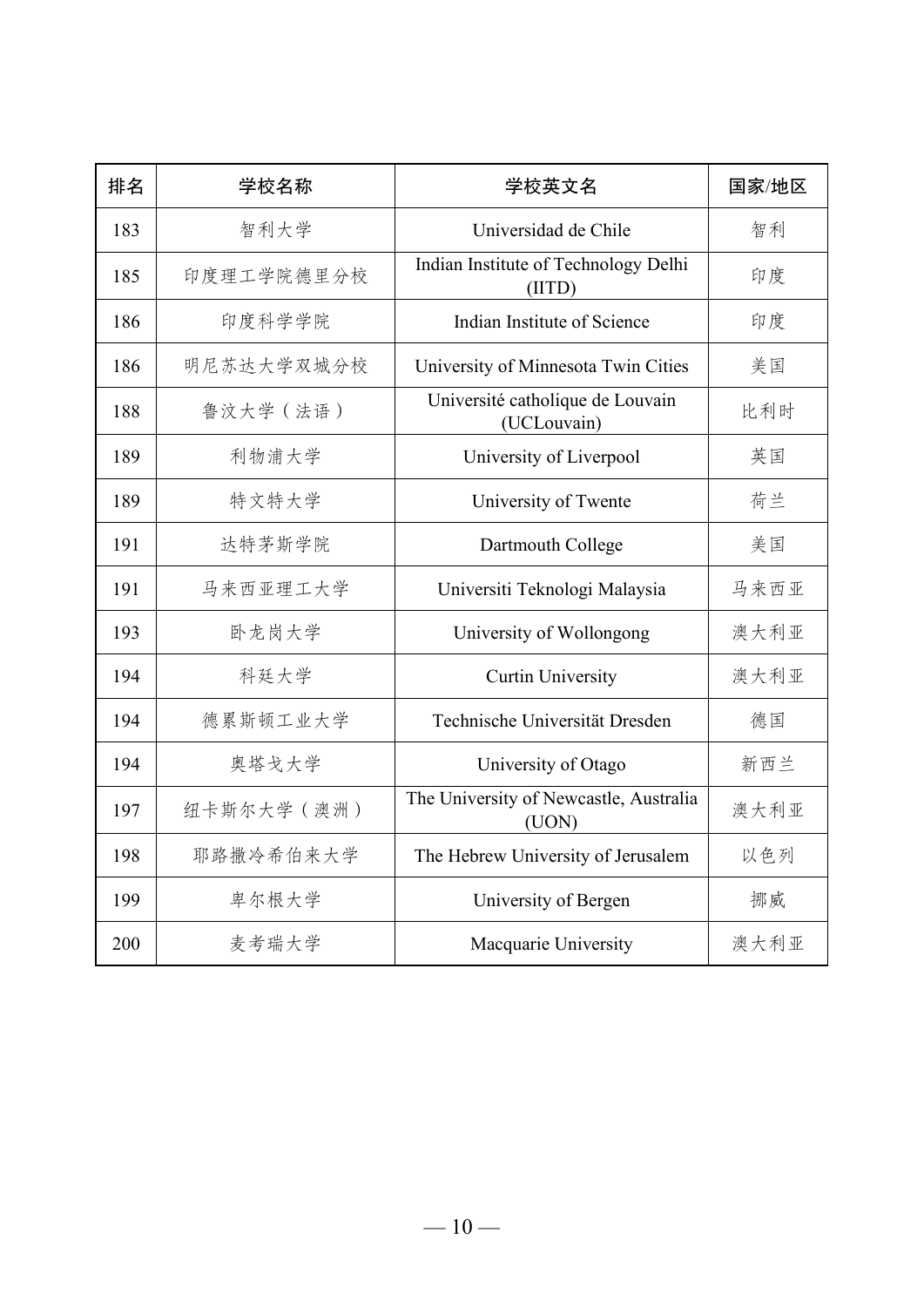| 排名 | 学校名称 | 学校英文名 | 国家/地区 |
| --- | --- | --- | --- |
| 183 | 智利大学 | Universidad de Chile | 智利 |
| 185 | 印度理工学院德里分校 | Indian Institute of Technology Delhi (IITD) | 印度 |
| 186 | 印度科学学院 | Indian Institute of Science | 印度 |
| 186 | 明尼苏达大学双城分校 | University of Minnesota Twin Cities | 美国 |
| 188 | 鲁汶大学（法语） | Université catholique de Louvain (UCLouvain) | 比利时 |
| 189 | 利物浦大学 | University of Liverpool | 英国 |
| 189 | 特文特大学 | University of Twente | 荷兰 |
| 191 | 达特茅斯学院 | Dartmouth College | 美国 |
| 191 | 马来西亚理工大学 | Universiti Teknologi Malaysia | 马来西亚 |
| 193 | 卧龙岗大学 | University of Wollongong | 澳大利亚 |
| 194 | 科廷大学 | Curtin University | 澳大利亚 |
| 194 | 德累斯顿工业大学 | Technische Universität Dresden | 德国 |
| 194 | 奥塔戈大学 | University of Otago | 新西兰 |
| 197 | 纽卡斯尔大学（澳洲） | The University of Newcastle, Australia (UON) | 澳大利亚 |
| 198 | 耶路撒冷希伯来大学 | The Hebrew University of Jerusalem | 以色列 |
| 199 | 卑尔根大学 | University of Bergen | 挪威 |
| 200 | 麦考瑞大学 | Macquarie University | 澳大利亚 |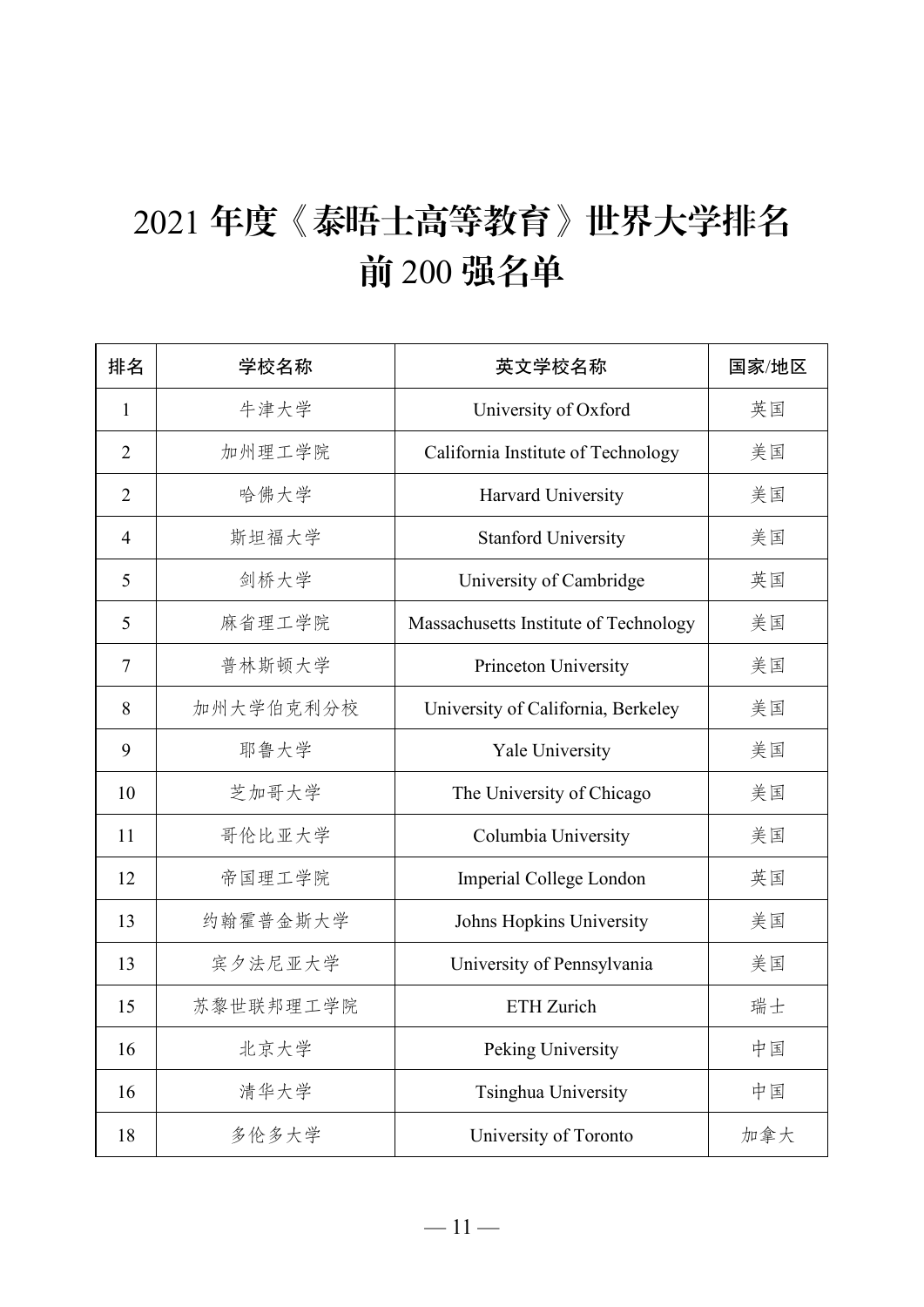# 2021 年度《泰晤士高等教育》世界大学排名前 200 强名单

| 排名 | 学校名称 | 英文学校名称 | 国家/地区 |
| --- | --- | --- | --- |
| 1 | 牛津大学 | University of Oxford | 英国 |
| 2 | 加州理工学院 | California Institute of Technology | 美国 |
| 2 | 哈佛大学 | Harvard University | 美国 |
| 4 | 斯坦福大学 | Stanford University | 美国 |
| 5 | 剑桥大学 | University of Cambridge | 英国 |
| 5 | 麻省理工学院 | Massachusetts Institute of Technology | 美国 |
| 7 | 普林斯顿大学 | Princeton University | 美国 |
| 8 | 加州大学伯克利分校 | University of California, Berkeley | 美国 |
| 9 | 耶鲁大学 | Yale University | 美国 |
| 10 | 芝加哥大学 | The University of Chicago | 美国 |
| 11 | 哥伦比亚大学 | Columbia University | 美国 |
| 12 | 帝国理工学院 | Imperial College London | 英国 |
| 13 | 约翰霍普金斯大学 | Johns Hopkins University | 美国 |
| 13 | 宾夕法尼亚大学 | University of Pennsylvania | 美国 |
| 15 | 苏黎世联邦理工学院 | ETH Zurich | 瑞士 |
| 16 | 北京大学 | Peking University | 中国 |
| 16 | 清华大学 | Tsinghua University | 中国 |
| 18 | 多伦多大学 | University of Toronto | 加拿大 |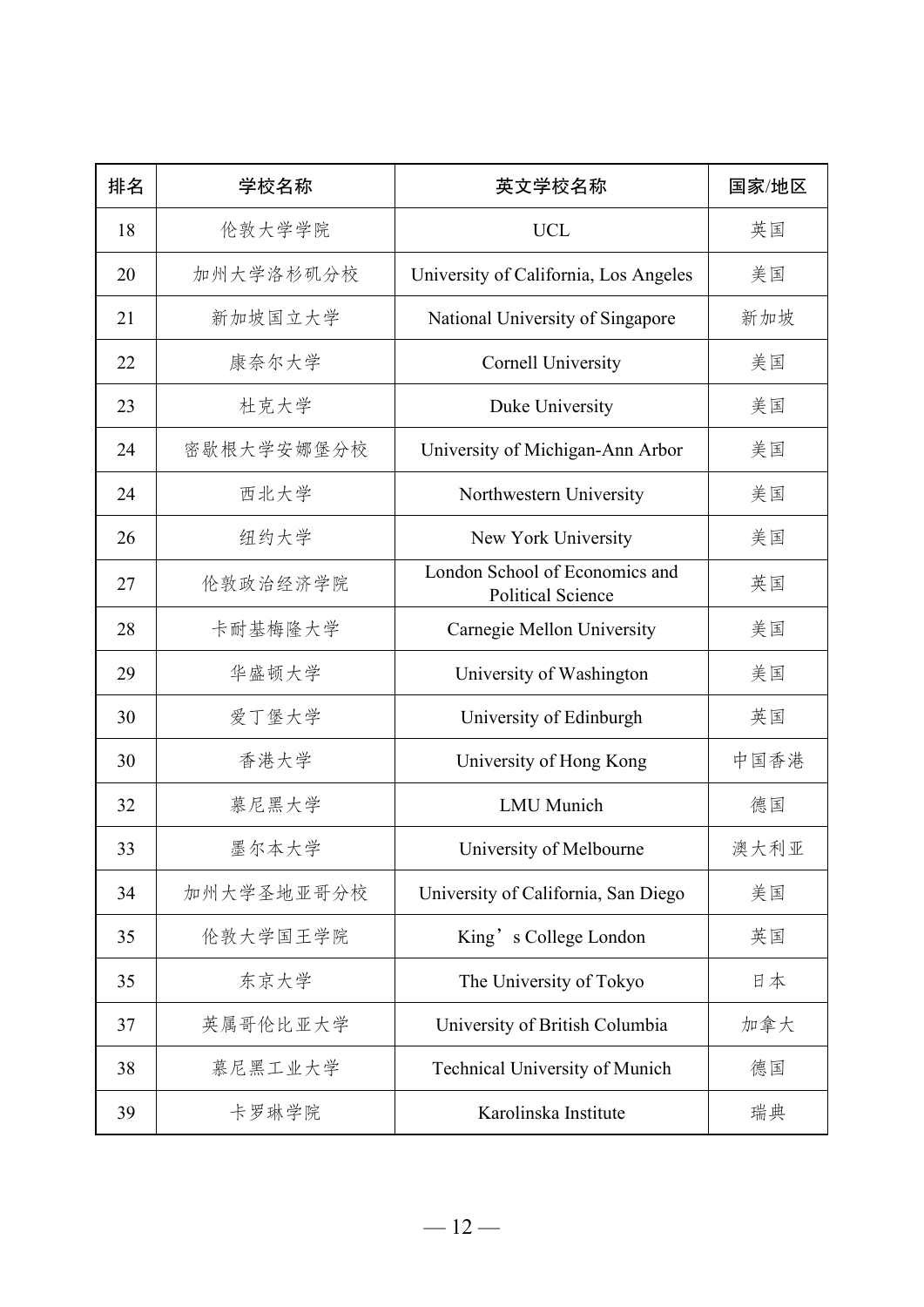| 排名 | 学校名称 | 英文学校名称 | 国家/地区 |
| --- | --- | --- | --- |
| 18 | 伦敦大学学院 | UCL | 英国 |
| 20 | 加州大学洛杉矶分校 | University of California, Los Angeles | 美国 |
| 21 | 新加坡国立大学 | National University of Singapore | 新加坡 |
| 22 | 康奈尔大学 | Cornell University | 美国 |
| 23 | 杜克大学 | Duke University | 美国 |
| 24 | 密歇根大学安娜堡分校 | University of Michigan-Ann Arbor | 美国 |
| 24 | 西北大学 | Northwestern University | 美国 |
| 26 | 纽约大学 | New York University | 美国 |
| 27 | 伦敦政治经济学院 | London School of Economics and Political Science | 英国 |
| 28 | 卡耐基梅隆大学 | Carnegie Mellon University | 美国 |
| 29 | 华盛顿大学 | University of Washington | 美国 |
| 30 | 爱丁堡大学 | University of Edinburgh | 英国 |
| 30 | 香港大学 | University of Hong Kong | 中国香港 |
| 32 | 慕尼黑大学 | LMU Munich | 德国 |
| 33 | 墨尔本大学 | University of Melbourne | 澳大利亚 |
| 34 | 加州大学圣地亚哥分校 | University of California, San Diego | 美国 |
| 35 | 伦敦大学国王学院 | King’s College London | 英国 |
| 35 | 东京大学 | The University of Tokyo | 日本 |
| 37 | 英属哥伦比亚大学 | University of British Columbia | 加拿大 |
| 38 | 慕尼黑工业大学 | Technical University of Munich | 德国 |
| 39 | 卡罗琳学院 | Karolinska Institute | 瑞典 |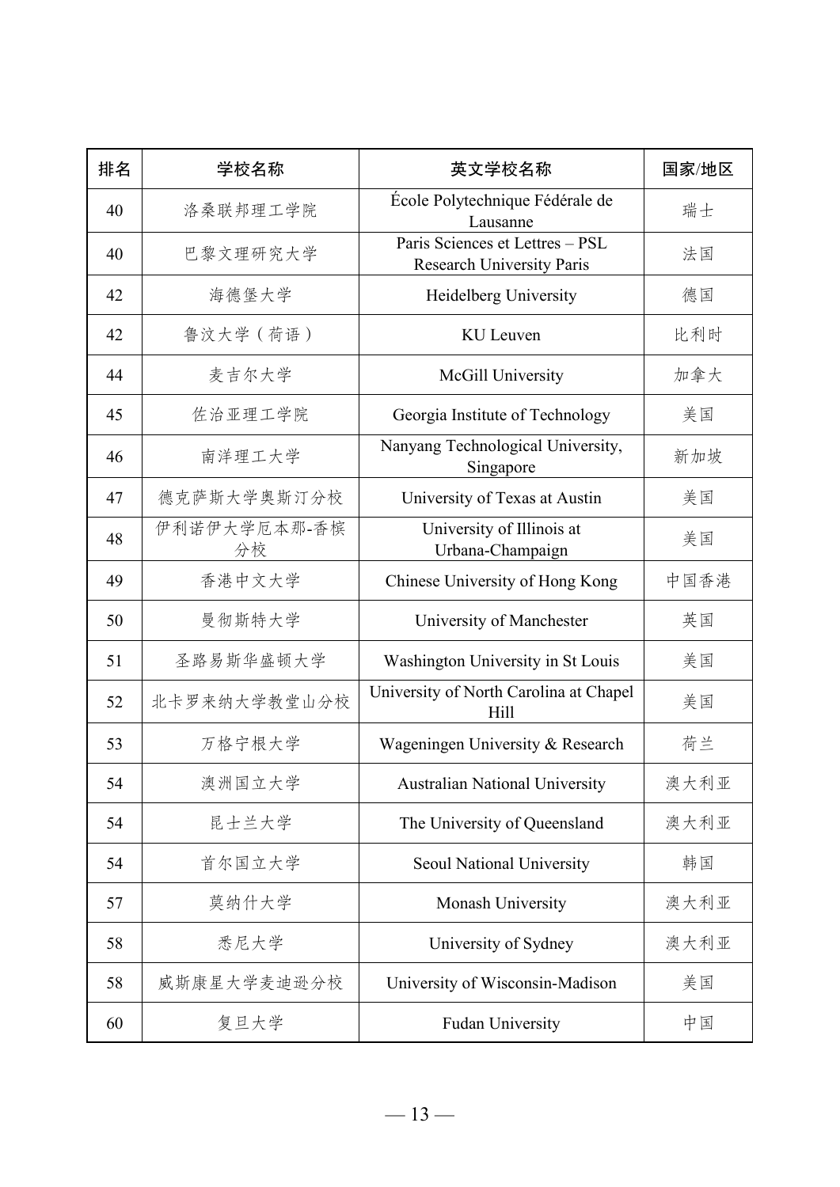| 排名 | 学校名称 | 英文学校名称 | 国家/地区 |
| --- | --- | --- | --- |
| 40 | 洛桑联邦理工学院 | École Polytechnique Fédérale de Lausanne | 瑞士 |
| 40 | 巴黎文理研究大学 | Paris Sciences et Lettres – PSL Research University Paris | 法国 |
| 42 | 海德堡大学 | Heidelberg University | 德国 |
| 42 | 鲁汶大学（荷语） | KU Leuven | 比利时 |
| 44 | 麦吉尔大学 | McGill University | 加拿大 |
| 45 | 佐治亚理工学院 | Georgia Institute of Technology | 美国 |
| 46 | 南洋理工大学 | Nanyang Technological University, Singapore | 新加坡 |
| 47 | 德克萨斯大学奥斯汀分校 | University of Texas at Austin | 美国 |
| 48 | 伊利诺伊大学厄本那-香槟分校 | University of Illinois at Urbana-Champaign | 美国 |
| 49 | 香港中文大学 | Chinese University of Hong Kong | 中国香港 |
| 50 | 曼彻斯特大学 | University of Manchester | 英国 |
| 51 | 圣路易斯华盛顿大学 | Washington University in St Louis | 美国 |
| 52 | 北卡罗来纳大学教堂山分校 | University of North Carolina at Chapel Hill | 美国 |
| 53 | 万格宁根大学 | Wageningen University & Research | 荷兰 |
| 54 | 澳洲国立大学 | Australian National University | 澳大利亚 |
| 54 | 昆士兰大学 | The University of Queensland | 澳大利亚 |
| 54 | 首尔国立大学 | Seoul National University | 韩国 |
| 57 | 莫纳什大学 | Monash University | 澳大利亚 |
| 58 | 悉尼大学 | University of Sydney | 澳大利亚 |
| 58 | 威斯康星大学麦迪逊分校 | University of Wisconsin-Madison | 美国 |
| 60 | 复旦大学 | Fudan University | 中国 |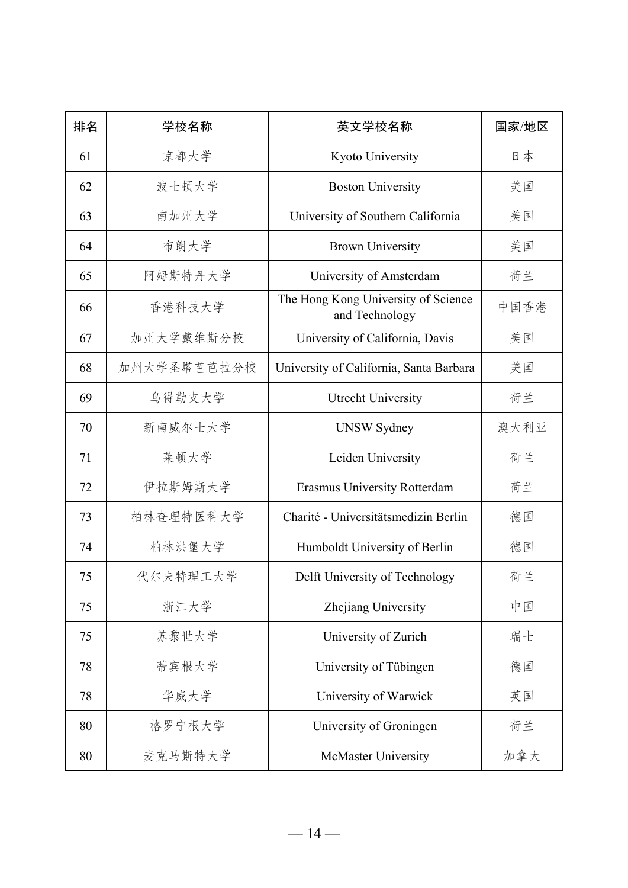| 排名 | 学校名称 | 英文学校名称 | 国家/地区 |
| --- | --- | --- | --- |
| 61 | 京都大学 | Kyoto University | 日本 |
| 62 | 波士顿大学 | Boston University | 美国 |
| 63 | 南加州大学 | University of Southern California | 美国 |
| 64 | 布朗大学 | Brown University | 美国 |
| 65 | 阿姆斯特丹大学 | University of Amsterdam | 荷兰 |
| 66 | 香港科技大学 | The Hong Kong University of Science and Technology | 中国香港 |
| 67 | 加州大学戴维斯分校 | University of California, Davis | 美国 |
| 68 | 加州大学圣塔芭芭拉分校 | University of California, Santa Barbara | 美国 |
| 69 | 乌得勒支大学 | Utrecht University | 荷兰 |
| 70 | 新南威尔士大学 | UNSW Sydney | 澳大利亚 |
| 71 | 莱顿大学 | Leiden University | 荷兰 |
| 72 | 伊拉斯姆斯大学 | Erasmus University Rotterdam | 荷兰 |
| 73 | 柏林查理特医科大学 | Charité - Universitätsmedizin Berlin | 德国 |
| 74 | 柏林洪堡大学 | Humboldt University of Berlin | 德国 |
| 75 | 代尔夫特理工大学 | Delft University of Technology | 荷兰 |
| 75 | 浙江大学 | Zhejiang University | 中国 |
| 75 | 苏黎世大学 | University of Zurich | 瑞士 |
| 78 | 蒂宾根大学 | University of Tübingen | 德国 |
| 78 | 华威大学 | University of Warwick | 英国 |
| 80 | 格罗宁根大学 | University of Groningen | 荷兰 |
| 80 | 麦克马斯特大学 | McMaster University | 加拿大 |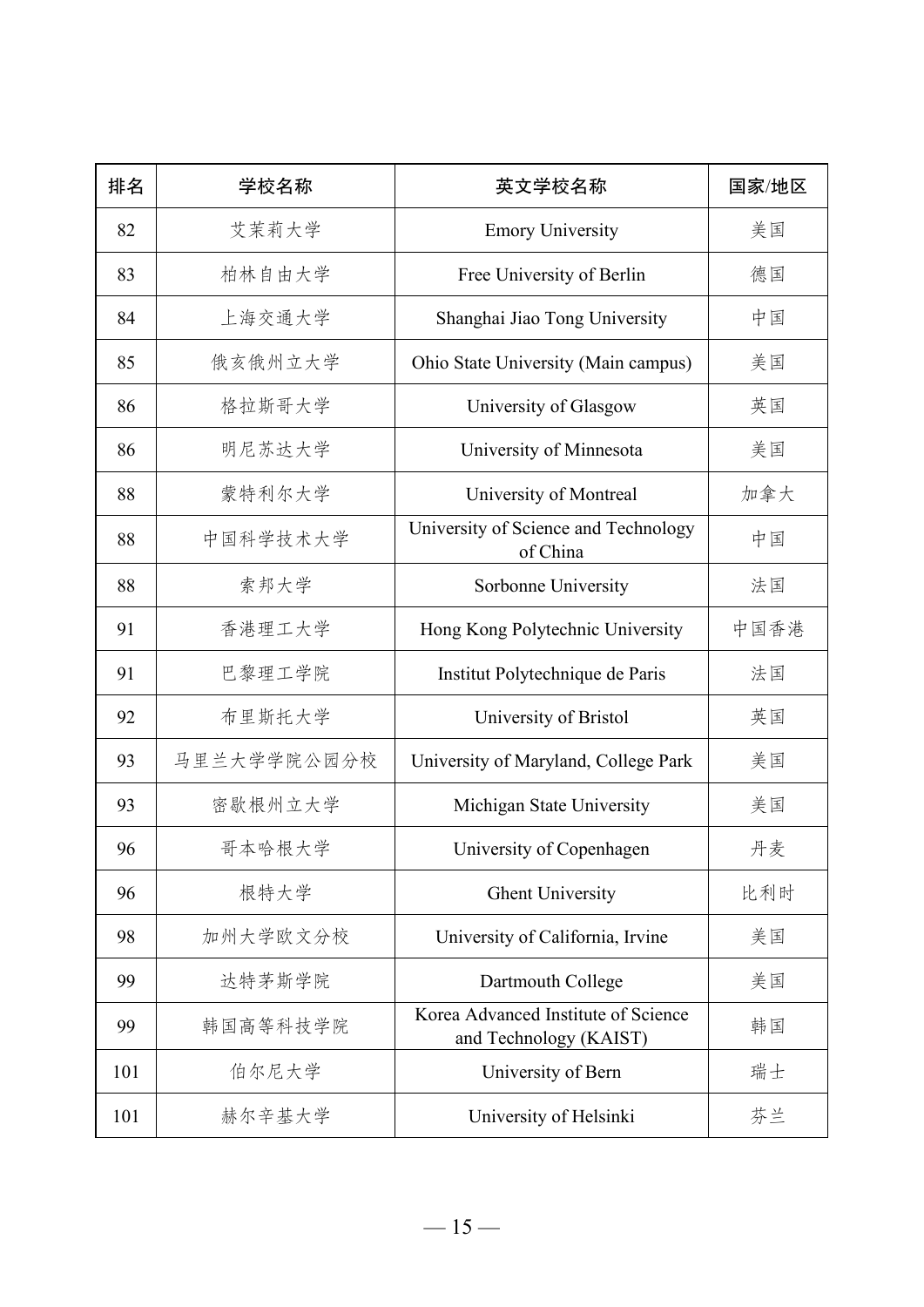| 排名 | 学校名称 | 英文学校名称 | 国家/地区 |
| --- | --- | --- | --- |
| 82 | 艾莱莉大学 | Emory University | 美国 |
| 83 | 柏林自由大学 | Free University of Berlin | 德国 |
| 84 | 上海交通大学 | Shanghai Jiao Tong University | 中国 |
| 85 | 俄亥俄州立大学 | Ohio State University (Main campus) | 美国 |
| 86 | 格拉斯哥大学 | University of Glasgow | 英国 |
| 86 | 明尼苏达大学 | University of Minnesota | 美国 |
| 88 | 蒙特利尔大学 | University of Montreal | 加拿大 |
| 88 | 中国科学技术大学 | University of Science and Technology of China | 中国 |
| 88 | 索邦大学 | Sorbonne University | 法国 |
| 91 | 香港理工大学 | Hong Kong Polytechnic University | 中国香港 |
| 91 | 巴黎理工学院 | Institut Polytechnique de Paris | 法国 |
| 92 | 布里斯托大学 | University of Bristol | 英国 |
| 93 | 马里兰大学学院公园分校 | University of Maryland, College Park | 美国 |
| 93 | 密歇根州立大学 | Michigan State University | 美国 |
| 96 | 哥本哈根大学 | University of Copenhagen | 丹麦 |
| 96 | 根特大学 | Ghent University | 比利时 |
| 98 | 加州大学欧文分校 | University of California, Irvine | 美国 |
| 99 | 达特茅斯学院 | Dartmouth College | 美国 |
| 99 | 韩国高等科技学院 | Korea Advanced Institute of Science and Technology (KAIST) | 韩国 |
| 101 | 伯尔尼大学 | University of Bern | 瑞士 |
| 101 | 赫尔辛基大学 | University of Helsinki | 芬兰 |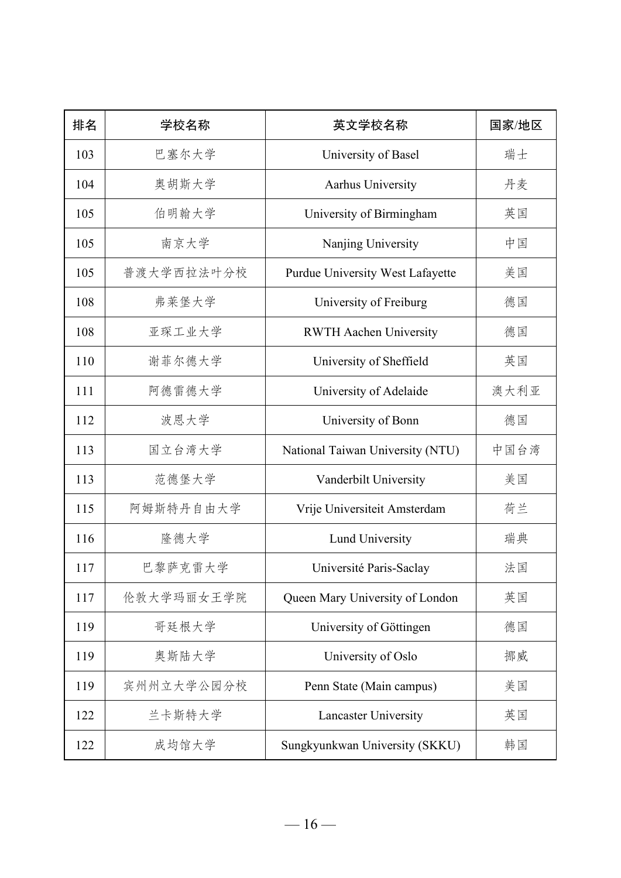| 排名 | 学校名称 | 英文学校名称 | 国家/地区 |
| --- | --- | --- | --- |
| 103 | 巴塞尔大学 | University of Basel | 瑞士 |
| 104 | 奥胡斯大学 | Aarhus University | 丹麦 |
| 105 | 伯明翰大学 | University of Birmingham | 英国 |
| 105 | 南京大学 | Nanjing University | 中国 |
| 105 | 普渡大学西拉法叶分校 | Purdue University West Lafayette | 美国 |
| 108 | 弗莱堡大学 | University of Freiburg | 德国 |
| 108 | 亚琛工业大学 | RWTH Aachen University | 德国 |
| 110 | 谢菲尔德大学 | University of Sheffield | 英国 |
| 111 | 阿德雷德大学 | University of Adelaide | 澳大利亚 |
| 112 | 波恩大学 | University of Bonn | 德国 |
| 113 | 国立台湾大学 | National Taiwan University (NTU) | 中国台湾 |
| 113 | 范德堡大学 | Vanderbilt University | 美国 |
| 115 | 阿姆斯特丹自由大学 | Vrije Universiteit Amsterdam | 荷兰 |
| 116 | 隆德大学 | Lund University | 瑞典 |
| 117 | 巴黎萨克雷大学 | Université Paris-Saclay | 法国 |
| 117 | 伦敦大学玛丽女王学院 | Queen Mary University of London | 英国 |
| 119 | 哥廷根大学 | University of Göttingen | 德国 |
| 119 | 奥斯陆大学 | University of Oslo | 挪威 |
| 119 | 宾州州立大学公园分校 | Penn State (Main campus) | 美国 |
| 122 | 兰卡斯特大学 | Lancaster University | 英国 |
| 122 | 成均馆大学 | Sungkyunkwan University (SKKU) | 韩国 |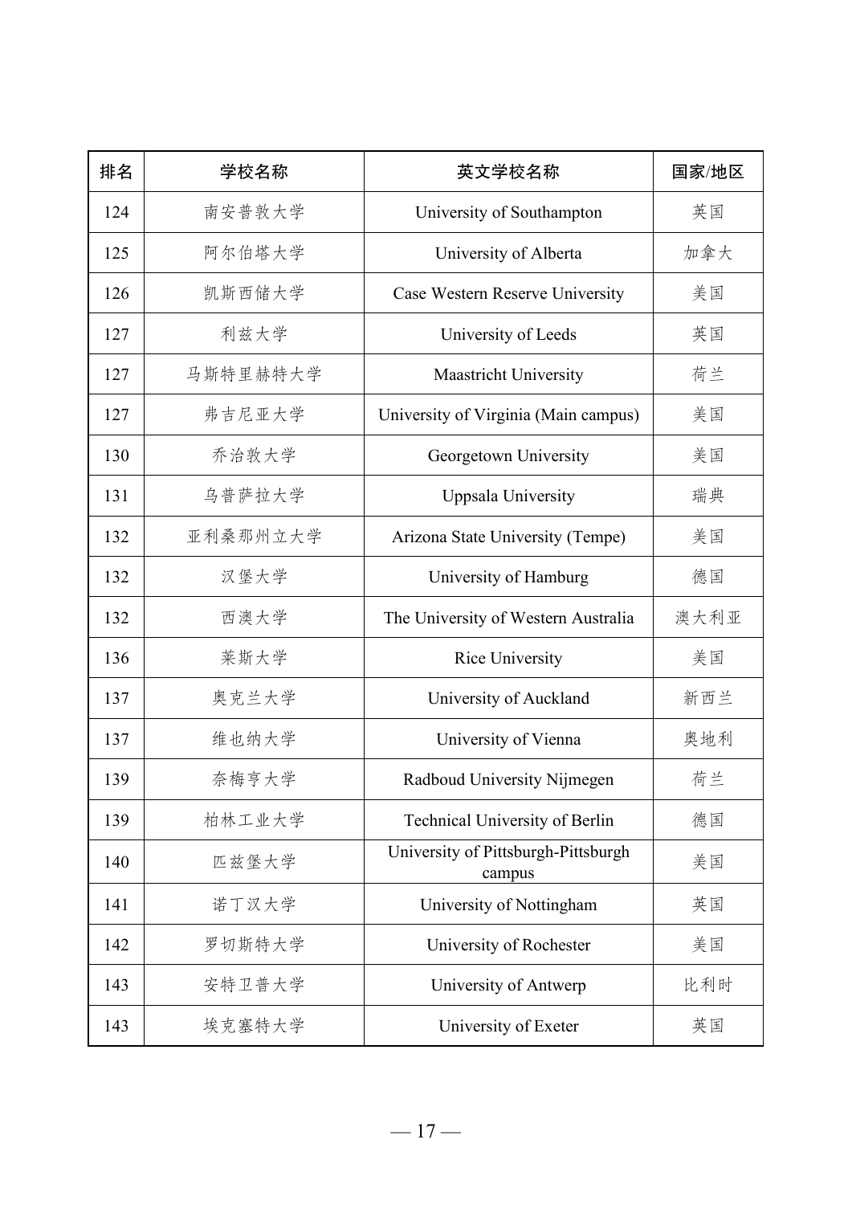| 排名 | 学校名称 | 英文学校名称 | 国家/地区 |
| --- | --- | --- | --- |
| 124 | 南安普敦大学 | University of Southampton | 英国 |
| 125 | 阿尔伯塔大学 | University of Alberta | 加拿大 |
| 126 | 凯斯西储大学 | Case Western Reserve University | 美国 |
| 127 | 利兹大学 | University of Leeds | 英国 |
| 127 | 马斯特里赫特大学 | Maastricht University | 荷兰 |
| 127 | 弗吉尼亚大学 | University of Virginia (Main campus) | 美国 |
| 130 | 乔治敦大学 | Georgetown University | 美国 |
| 131 | 乌普萨拉大学 | Uppsala University | 瑞典 |
| 132 | 亚利桑那州立大学 | Arizona State University (Tempe) | 美国 |
| 132 | 汉堡大学 | University of Hamburg | 德国 |
| 132 | 西澳大学 | The University of Western Australia | 澳大利亚 |
| 136 | 莱斯大学 | Rice University | 美国 |
| 137 | 奥克兰大学 | University of Auckland | 新西兰 |
| 137 | 维也纳大学 | University of Vienna | 奥地利 |
| 139 | 奈梅亨大学 | Radboud University Nijmegen | 荷兰 |
| 139 | 柏林工业大学 | Technical University of Berlin | 德国 |
| 140 | 匹兹堡大学 | University of Pittsburgh-Pittsburgh campus | 美国 |
| 141 | 诺丁汉大学 | University of Nottingham | 英国 |
| 142 | 罗切斯特大学 | University of Rochester | 美国 |
| 143 | 安特卫普大学 | University of Antwerp | 比利时 |
| 143 | 埃克塞特大学 | University of Exeter | 英国 |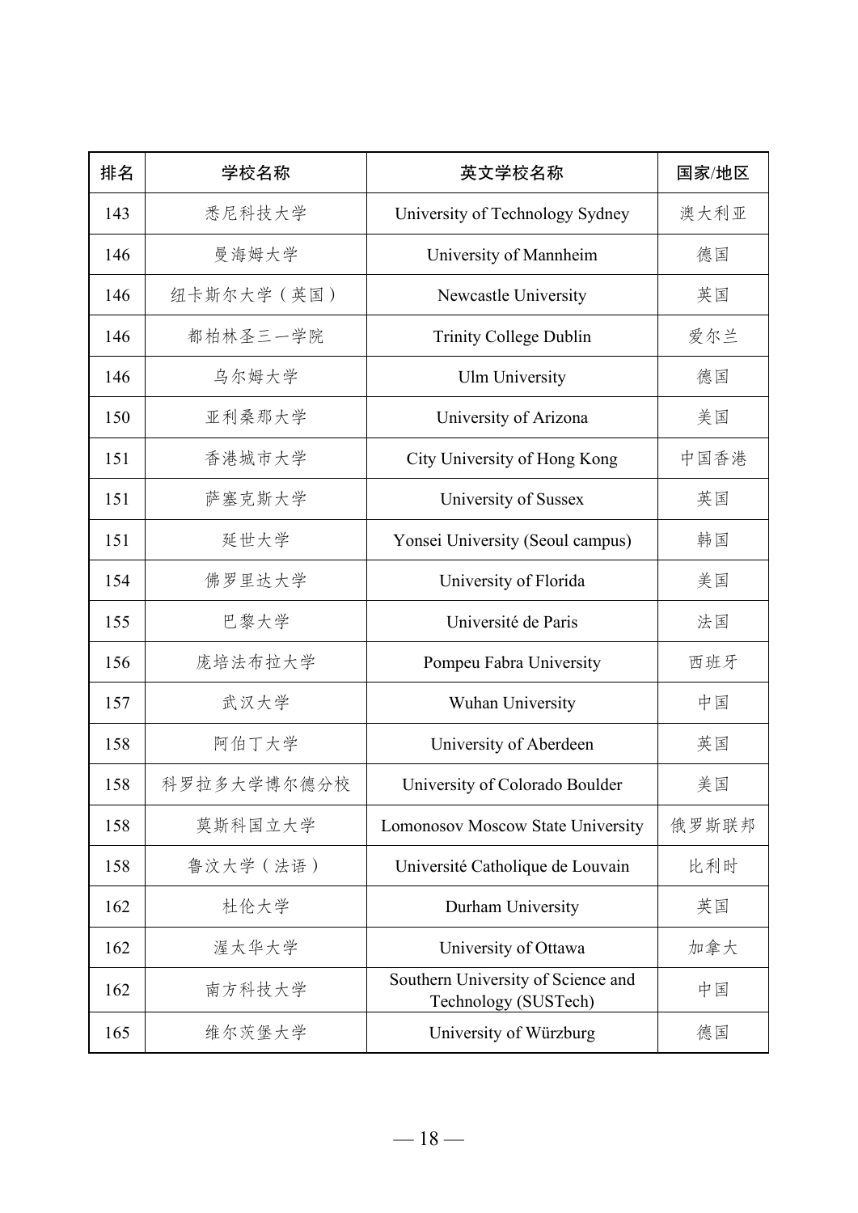| 排名 | 学校名称 | 英文学校名称 | 国家/地区 |
| --- | --- | --- | --- |
| 143 | 悉尼科技大学 | University of Technology Sydney | 澳大利亚 |
| 146 | 曼海姆大学 | University of Mannheim | 德国 |
| 146 | 纽卡斯尔大学（英国） | Newcastle University | 英国 |
| 146 | 都柏林圣三一学院 | Trinity College Dublin | 爱尔兰 |
| 146 | 乌尔姆大学 | Ulm University | 德国 |
| 150 | 亚利桑那大学 | University of Arizona | 美国 |
| 151 | 香港城市大学 | City University of Hong Kong | 中国香港 |
| 151 | 萨塞克斯大学 | University of Sussex | 英国 |
| 151 | 延世大学 | Yonsei University (Seoul campus) | 韩国 |
| 154 | 佛罗里达大学 | University of Florida | 美国 |
| 155 | 巴黎大学 | Université de Paris | 法国 |
| 156 | 庞培法布拉大学 | Pompeu Fabra University | 西班牙 |
| 157 | 武汉大学 | Wuhan University | 中国 |
| 158 | 阿伯丁大学 | University of Aberdeen | 英国 |
| 158 | 科罗拉多大学博尔德分校 | University of Colorado Boulder | 美国 |
| 158 | 莫斯科国立大学 | Lomonosov Moscow State University | 俄罗斯联邦 |
| 158 | 鲁汶大学（法语） | Université Catholique de Louvain | 比利时 |
| 162 | 杜伦大学 | Durham University | 英国 |
| 162 | 渥太华大学 | University of Ottawa | 加拿大 |
| 162 | 南方科技大学 | Southern University of Science and Technology (SUSTech) | 中国 |
| 165 | 维尔茨堡大学 | University of Würzburg | 德国 |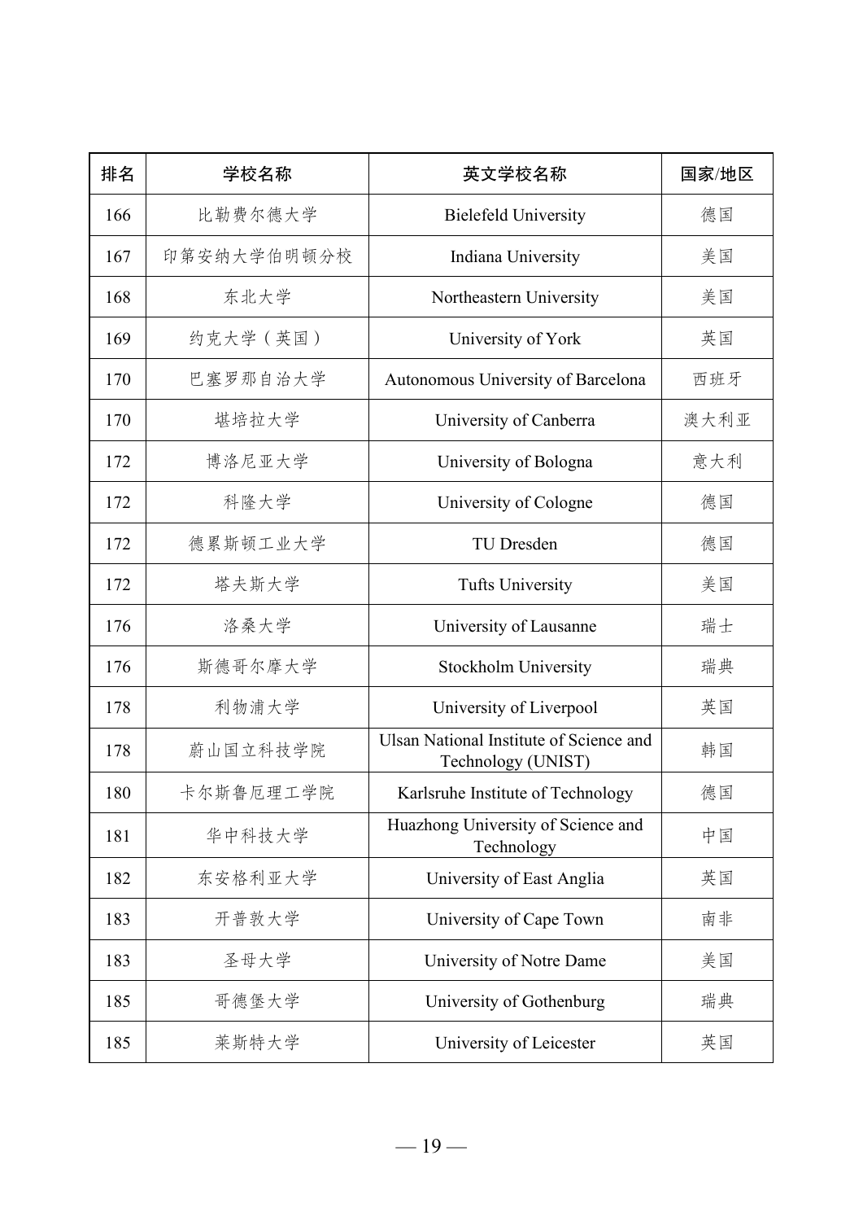| 排名 | 学校名称 | 英文学校名称 | 国家/地区 |
| --- | --- | --- | --- |
| 166 | 比勒费尔德大学 | Bielefeld University | 德国 |
| 167 | 印第安纳大学伯明顿分校 | Indiana University | 美国 |
| 168 | 东北大学 | Northeastern University | 美国 |
| 169 | 约克大学（英国） | University of York | 英国 |
| 170 | 巴塞罗那自治大学 | Autonomous University of Barcelona | 西班牙 |
| 170 | 堪培拉大学 | University of Canberra | 澳大利亚 |
| 172 | 博洛尼亚大学 | University of Bologna | 意大利 |
| 172 | 科隆大学 | University of Cologne | 德国 |
| 172 | 德累斯顿工业大学 | TU Dresden | 德国 |
| 172 | 塔夫斯大学 | Tufts University | 美国 |
| 176 | 洛桑大学 | University of Lausanne | 瑞士 |
| 176 | 斯德哥尔摩大学 | Stockholm University | 瑞典 |
| 178 | 利物浦大学 | University of Liverpool | 英国 |
| 178 | 蔚山国立科技学院 | Ulsan National Institute of Science and Technology (UNIST) | 韩国 |
| 180 | 卡尔斯鲁厄理工学院 | Karlsruhe Institute of Technology | 德国 |
| 181 | 华中科技大学 | Huazhong University of Science and Technology | 中国 |
| 182 | 东安格利亚大学 | University of East Anglia | 英国 |
| 183 | 开普敦大学 | University of Cape Town | 南非 |
| 183 | 圣母大学 | University of Notre Dame | 美国 |
| 185 | 哥德堡大学 | University of Gothenburg | 瑞典 |
| 185 | 莱斯特大学 | University of Leicester | 英国 |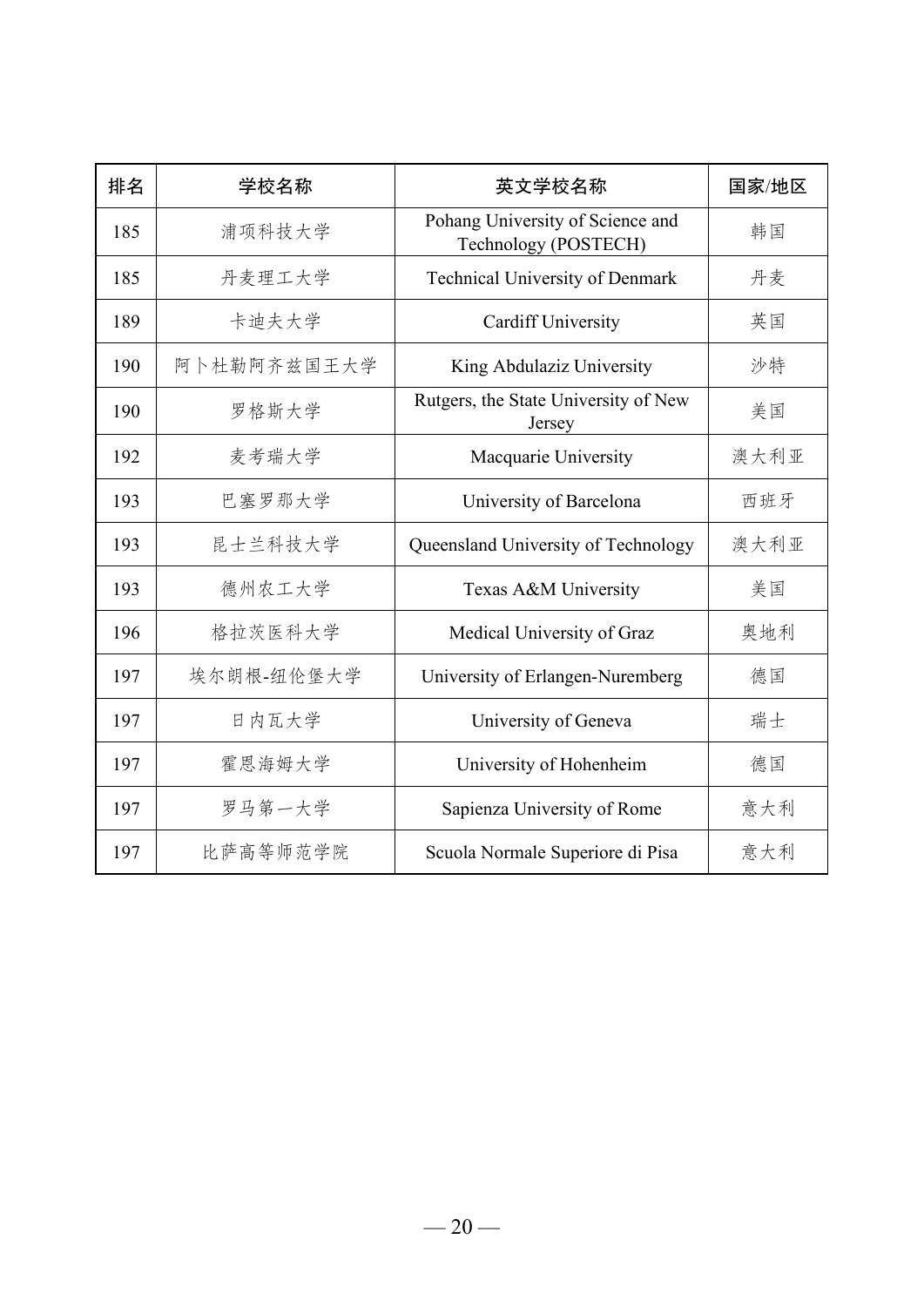| 排名 | 学校名称 | 英文学校名称 | 国家/地区 |
| --- | --- | --- | --- |
| 185 | 浦项科技大学 | Pohang University of Science and Technology (POSTECH) | 韩国 |
| 185 | 丹麦理工大学 | Technical University of Denmark | 丹麦 |
| 189 | 卡迪夫大学 | Cardiff University | 英国 |
| 190 | 阿卜杜勒阿齐兹国王大学 | King Abdulaziz University | 沙特 |
| 190 | 罗格斯大学 | Rutgers, the State University of New Jersey | 美国 |
| 192 | 麦考瑞大学 | Macquarie University | 澳大利亚 |
| 193 | 巴塞罗那大学 | University of Barcelona | 西班牙 |
| 193 | 昆士兰科技大学 | Queensland University of Technology | 澳大利亚 |
| 193 | 德州农工大学 | Texas A&M University | 美国 |
| 196 | 格拉茨医科大学 | Medical University of Graz | 奥地利 |
| 197 | 埃尔朗根-纽伦堡大学 | University of Erlangen-Nuremberg | 德国 |
| 197 | 日内瓦大学 | University of Geneva | 瑞士 |
| 197 | 霍恩海姆大学 | University of Hohenheim | 德国 |
| 197 | 罗马第一大学 | Sapienza University of Rome | 意大利 |
| 197 | 比萨高等师范学院 | Scuola Normale Superiore di Pisa | 意大利 |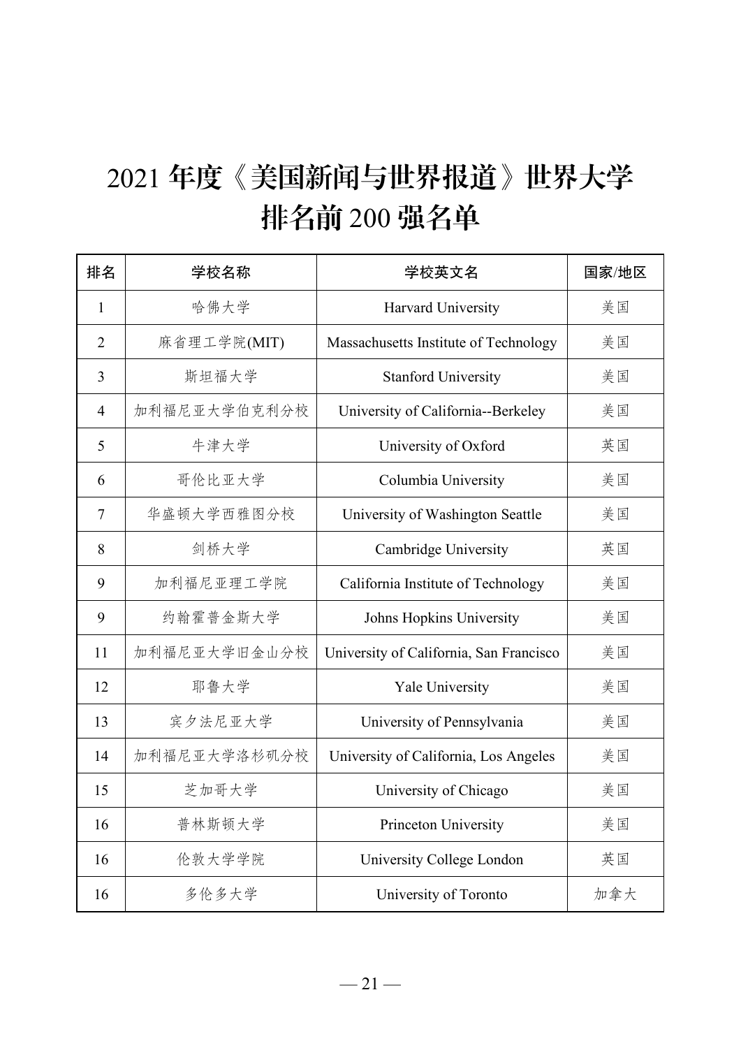# 2021 年度《美国新闻与世界报道》世界大学排名前 200 强名单

| 排名 | 学校名称 | 学校英文名 | 国家/地区 |
| --- | --- | --- | --- |
| 1 | 哈佛大学 | Harvard University | 美国 |
| 2 | 麻省理工学院(MIT) | Massachusetts Institute of Technology | 美国 |
| 3 | 斯坦福大学 | Stanford University | 美国 |
| 4 | 加利福尼亚大学伯克利分校 | University of California--Berkeley | 美国 |
| 5 | 牛津大学 | University of Oxford | 英国 |
| 6 | 哥伦比亚大学 | Columbia University | 美国 |
| 7 | 华盛顿大学西雅图分校 | University of Washington Seattle | 美国 |
| 8 | 剑桥大学 | Cambridge University | 英国 |
| 9 | 加利福尼亚理工学院 | California Institute of Technology | 美国 |
| 9 | 约翰霍普金斯大学 | Johns Hopkins University | 美国 |
| 11 | 加利福尼亚大学旧金山分校 | University of California, San Francisco | 美国 |
| 12 | 耶鲁大学 | Yale University | 美国 |
| 13 | 宾夕法尼亚大学 | University of Pennsylvania | 美国 |
| 14 | 加利福尼亚大学洛杉矶分校 | University of California, Los Angeles | 美国 |
| 15 | 芝加哥大学 | University of Chicago | 美国 |
| 16 | 普林斯顿大学 | Princeton University | 美国 |
| 16 | 伦敦大学学院 | University College London | 英国 |
| 16 | 多伦多大学 | University of Toronto | 加拿大 |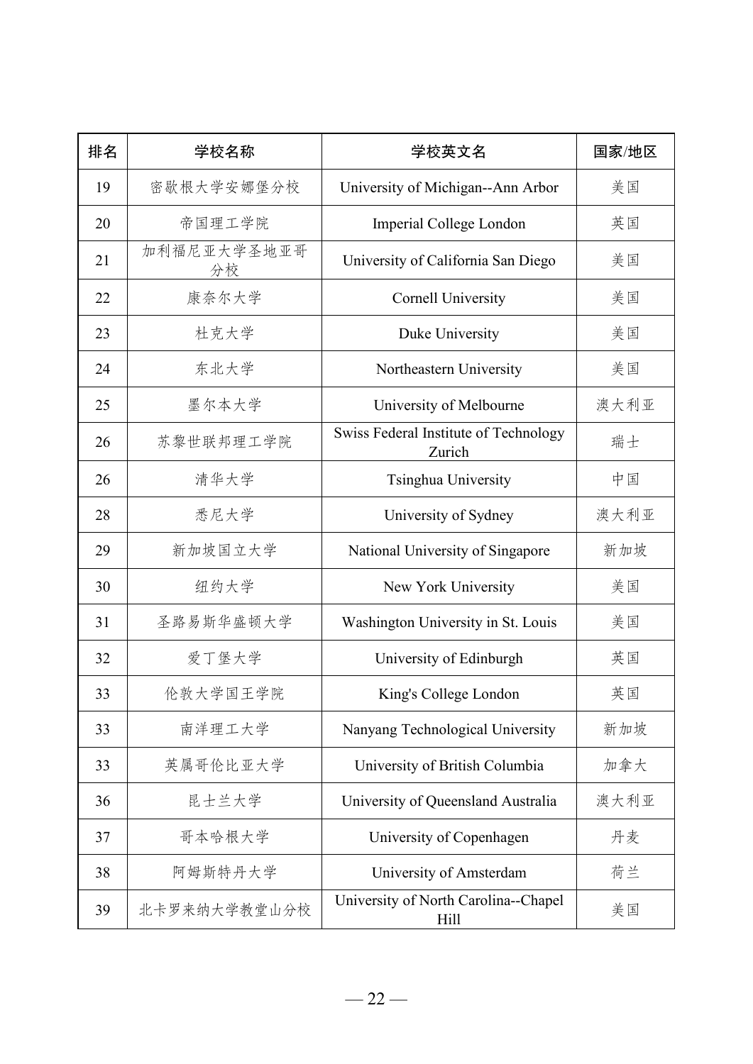| 排名 | 学校名称 | 学校英文名 | 国家/地区 |
| --- | --- | --- | --- |
| 19 | 密歇根大学安娜堡分校 | University of Michigan--Ann Arbor | 美国 |
| 20 | 帝国理工学院 | Imperial College London | 英国 |
| 21 | 加利福尼亚大学圣地亚哥分校 | University of California San Diego | 美国 |
| 22 | 康奈尔大学 | Cornell University | 美国 |
| 23 | 杜克大学 | Duke University | 美国 |
| 24 | 东北大学 | Northeastern University | 美国 |
| 25 | 墨尔本大学 | University of Melbourne | 澳大利亚 |
| 26 | 苏黎世联邦理工学院 | Swiss Federal Institute of Technology Zurich | 瑞士 |
| 26 | 清华大学 | Tsinghua University | 中国 |
| 28 | 悉尼大学 | University of Sydney | 澳大利亚 |
| 29 | 新加坡国立大学 | National University of Singapore | 新加坡 |
| 30 | 纽约大学 | New York University | 美国 |
| 31 | 圣路易斯华盛顿大学 | Washington University in St. Louis | 美国 |
| 32 | 爱丁堡大学 | University of Edinburgh | 英国 |
| 33 | 伦敦大学国王学院 | King's College London | 英国 |
| 33 | 南洋理工大学 | Nanyang Technological University | 新加坡 |
| 33 | 英属哥伦比亚大学 | University of British Columbia | 加拿大 |
| 36 | 昆士兰大学 | University of Queensland Australia | 澳大利亚 |
| 37 | 哥本哈根大学 | University of Copenhagen | 丹麦 |
| 38 | 阿姆斯特丹大学 | University of Amsterdam | 荷兰 |
| 39 | 北卡罗来纳大学教堂山分校 | University of North Carolina--Chapel Hill | 美国 |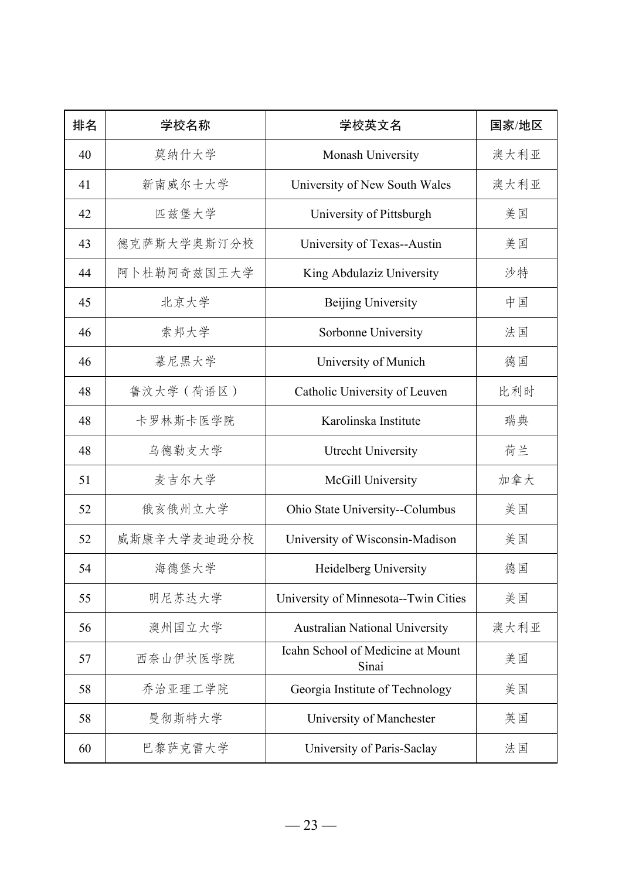| 排名 | 学校名称 | 学校英文名 | 国家/地区 |
| --- | --- | --- | --- |
| 40 | 莫纳什大学 | Monash University | 澳大利亚 |
| 41 | 新南威尔士大学 | University of New South Wales | 澳大利亚 |
| 42 | 匹兹堡大学 | University of Pittsburgh | 美国 |
| 43 | 德克萨斯大学奥斯汀分校 | University of Texas--Austin | 美国 |
| 44 | 阿卜杜勒阿奇兹国王大学 | King Abdulaziz University | 沙特 |
| 45 | 北京大学 | Beijing University | 中国 |
| 46 | 索邦大学 | Sorbonne University | 法国 |
| 46 | 慕尼黑大学 | University of Munich | 德国 |
| 48 | 鲁汶大学（荷语区） | Catholic University of Leuven | 比利时 |
| 48 | 卡罗林斯卡医学院 | Karolinska Institute | 瑞典 |
| 48 | 乌德勒支大学 | Utrecht University | 荷兰 |
| 51 | 麦吉尔大学 | McGill University | 加拿大 |
| 52 | 俄亥俄州立大学 | Ohio State University--Columbus | 美国 |
| 52 | 威斯康辛大学麦迪逊分校 | University of Wisconsin-Madison | 美国 |
| 54 | 海德堡大学 | Heidelberg University | 德国 |
| 55 | 明尼苏达大学 | University of Minnesota--Twin Cities | 美国 |
| 56 | 澳州国立大学 | Australian National University | 澳大利亚 |
| 57 | 西奈山伊坎医学院 | Icahn School of Medicine at Mount Sinai | 美国 |
| 58 | 乔治亚理工学院 | Georgia Institute of Technology | 美国 |
| 58 | 曼彻斯特大学 | University of Manchester | 英国 |
| 60 | 巴黎萨克雷大学 | University of Paris-Saclay | 法国 |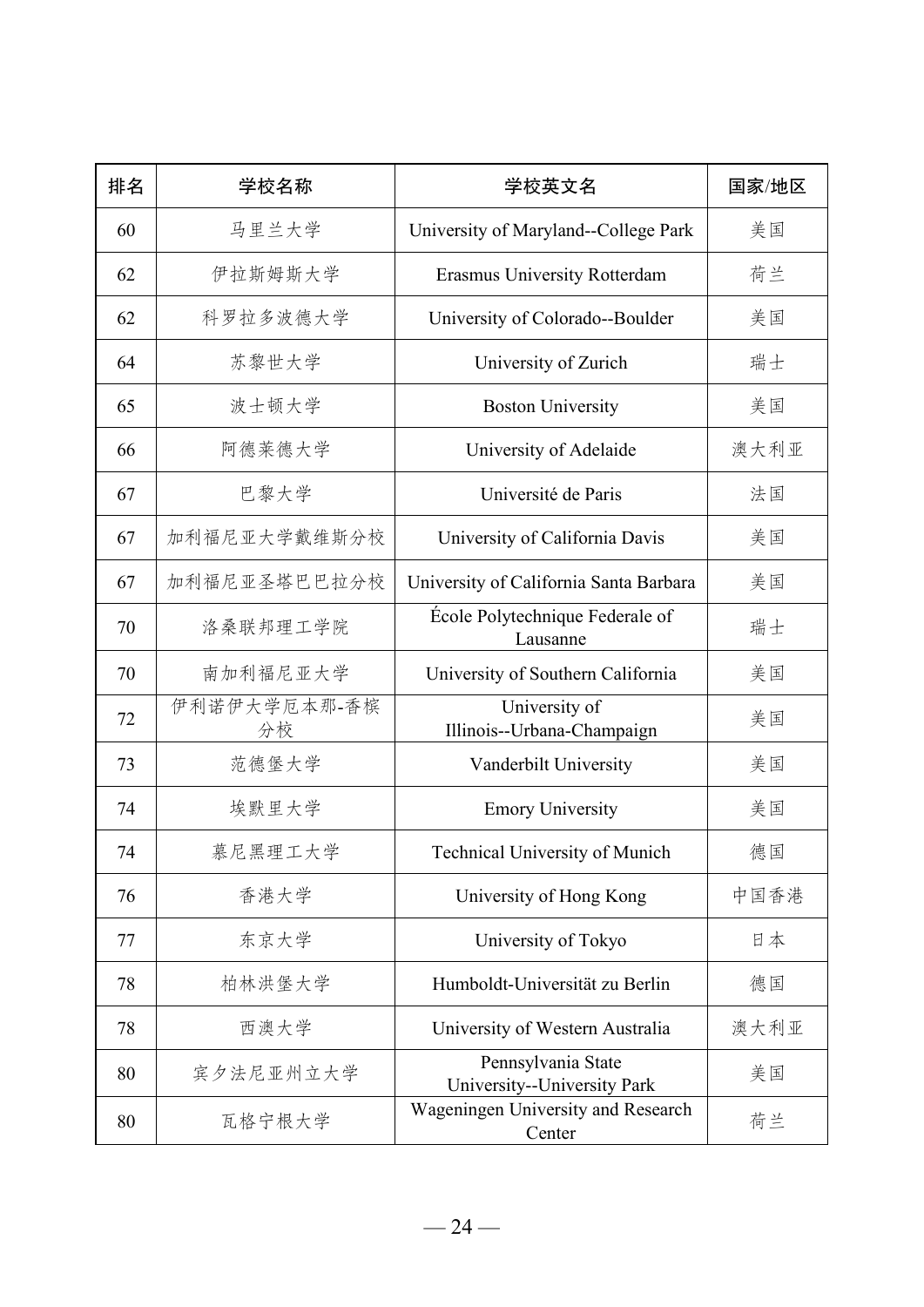| 排名 | 学校名称 | 学校英文名 | 国家/地区 |
| --- | --- | --- | --- |
| 60 | 马里兰大学 | University of Maryland--College Park | 美国 |
| 62 | 伊拉斯姆斯大学 | Erasmus University Rotterdam | 荷兰 |
| 62 | 科罗拉多波德大学 | University of Colorado--Boulder | 美国 |
| 64 | 苏黎世大学 | University of Zurich | 瑞士 |
| 65 | 波士顿大学 | Boston University | 美国 |
| 66 | 阿德莱德大学 | University of Adelaide | 澳大利亚 |
| 67 | 巴黎大学 | Université de Paris | 法国 |
| 67 | 加利福尼亚大学戴维斯分校 | University of California Davis | 美国 |
| 67 | 加利福尼亚圣塔巴巴拉分校 | University of California Santa Barbara | 美国 |
| 70 | 洛桑联邦理工学院 | École Polytechnique Federale of Lausanne | 瑞士 |
| 70 | 南加利福尼亚大学 | University of Southern California | 美国 |
| 72 | 伊利诺伊大学厄本那-香槟分校 | University of Illinois--Urbana-Champaign | 美国 |
| 73 | 范德堡大学 | Vanderbilt University | 美国 |
| 74 | 埃默里大学 | Emory University | 美国 |
| 74 | 慕尼黑理工大学 | Technical University of Munich | 德国 |
| 76 | 香港大学 | University of Hong Kong | 中国香港 |
| 77 | 东京大学 | University of Tokyo | 日本 |
| 78 | 柏林洪堡大学 | Humboldt-Universität zu Berlin | 德国 |
| 78 | 西澳大学 | University of Western Australia | 澳大利亚 |
| 80 | 宾夕法尼亚州立大学 | Pennsylvania State University--University Park | 美国 |
| 80 | 瓦格宁根大学 | Wageningen University and Research Center | 荷兰 |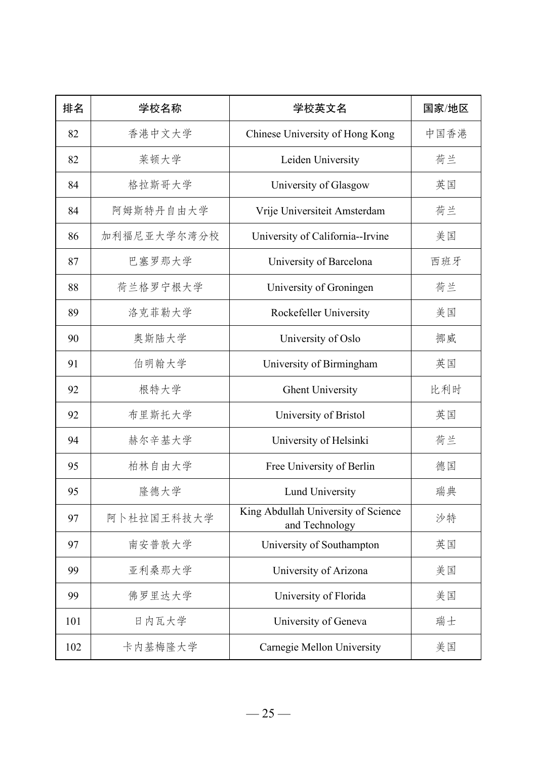| 排名 | 学校名称 | 学校英文名 | 国家/地区 |
| --- | --- | --- | --- |
| 82 | 香港中文大学 | Chinese University of Hong Kong | 中国香港 |
| 82 | 莱顿大学 | Leiden University | 荷兰 |
| 84 | 格拉斯哥大学 | University of Glasgow | 英国 |
| 84 | 阿姆斯特丹自由大学 | Vrije Universiteit Amsterdam | 荷兰 |
| 86 | 加利福尼亚大学尔湾分校 | University of California--Irvine | 美国 |
| 87 | 巴塞罗那大学 | University of Barcelona | 西班牙 |
| 88 | 荷兰格罗宁根大学 | University of Groningen | 荷兰 |
| 89 | 洛克菲勒大学 | Rockefeller University | 美国 |
| 90 | 奥斯陆大学 | University of Oslo | 挪威 |
| 91 | 伯明翰大学 | University of Birmingham | 英国 |
| 92 | 根特大学 | Ghent University | 比利时 |
| 92 | 布里斯托大学 | University of Bristol | 英国 |
| 94 | 赫尔辛基大学 | University of Helsinki | 荷兰 |
| 95 | 柏林自由大学 | Free University of Berlin | 德国 |
| 95 | 隆德大学 | Lund University | 瑞典 |
| 97 | 阿卜杜拉国王科技大学 | King Abdullah University of Science and Technology | 沙特 |
| 97 | 南安普敦大学 | University of Southampton | 英国 |
| 99 | 亚利桑那大学 | University of Arizona | 美国 |
| 99 | 佛罗里达大学 | University of Florida | 美国 |
| 101 | 日内瓦大学 | University of Geneva | 瑞士 |
| 102 | 卡内基梅隆大学 | Carnegie Mellon University | 美国 |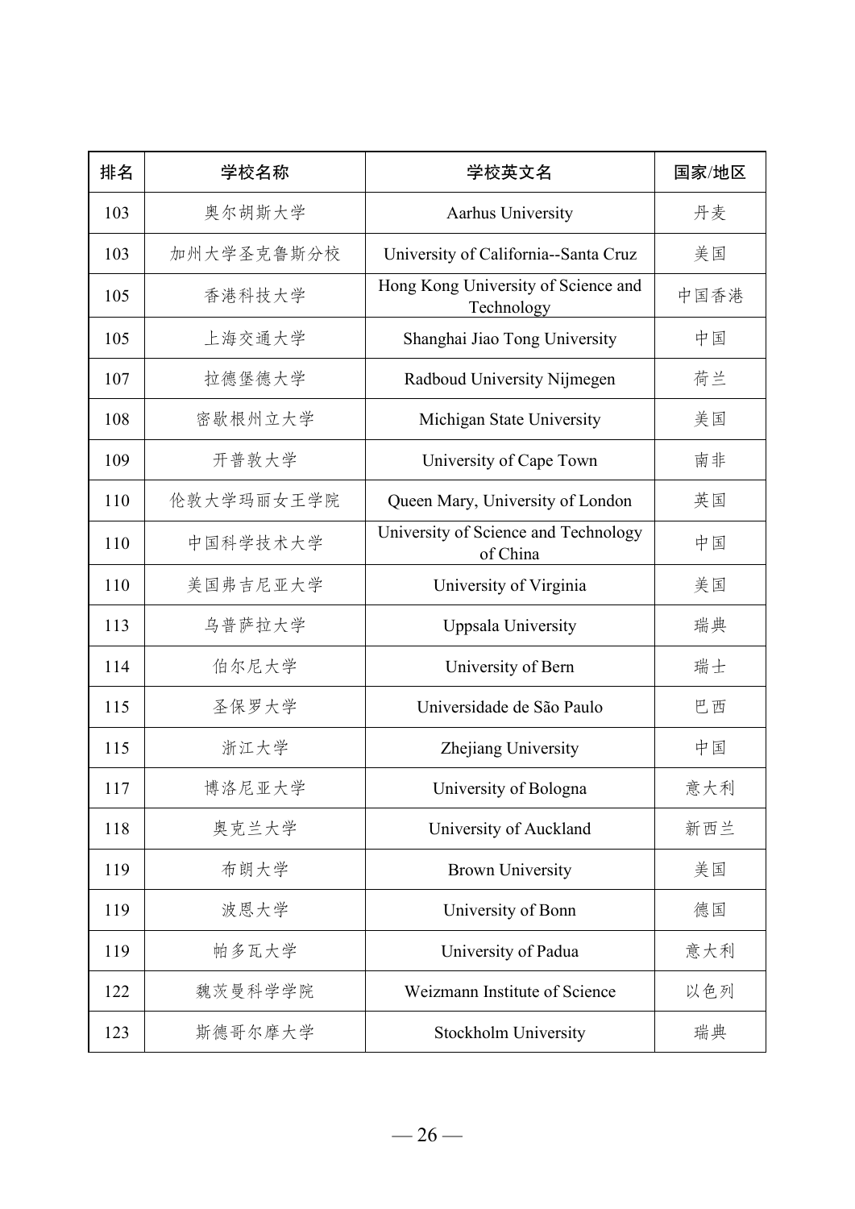| 排名 | 学校名称 | 学校英文名 | 国家/地区 |
| --- | --- | --- | --- |
| 103 | 奥尔胡斯大学 | Aarhus University | 丹麦 |
| 103 | 加州大学圣克鲁斯分校 | University of California--Santa Cruz | 美国 |
| 105 | 香港科技大学 | Hong Kong University of Science and Technology | 中国香港 |
| 105 | 上海交通大学 | Shanghai Jiao Tong University | 中国 |
| 107 | 拉德堡德大学 | Radboud University Nijmegen | 荷兰 |
| 108 | 密歇根州立大学 | Michigan State University | 美国 |
| 109 | 开普敦大学 | University of Cape Town | 南非 |
| 110 | 伦敦大学玛丽女王学院 | Queen Mary, University of London | 英国 |
| 110 | 中国科学技术大学 | University of Science and Technology of China | 中国 |
| 110 | 美国弗吉尼亚大学 | University of Virginia | 美国 |
| 113 | 乌普萨拉大学 | Uppsala University | 瑞典 |
| 114 | 伯尔尼大学 | University of Bern | 瑞士 |
| 115 | 圣保罗大学 | Universidade de São Paulo | 巴西 |
| 115 | 浙江大学 | Zhejiang University | 中国 |
| 117 | 博洛尼亚大学 | University of Bologna | 意大利 |
| 118 | 奥克兰大学 | University of Auckland | 新西兰 |
| 119 | 布朗大学 | Brown University | 美国 |
| 119 | 波恩大学 | University of Bonn | 德国 |
| 119 | 帕多瓦大学 | University of Padua | 意大利 |
| 122 | 魏茨曼科学学院 | Weizmann Institute of Science | 以色列 |
| 123 | 斯德哥尔摩大学 | Stockholm University | 瑞典 |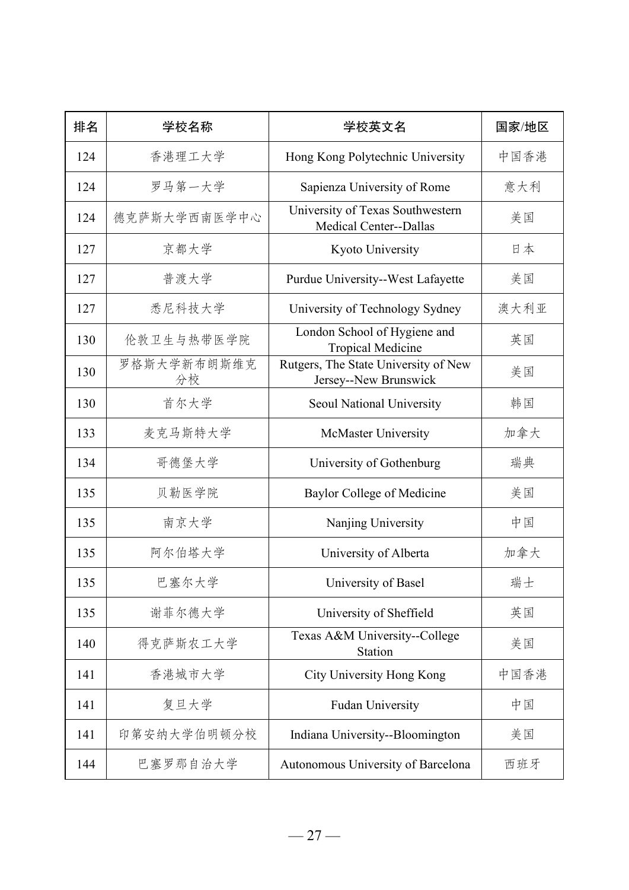| 排名 | 学校名称 | 学校英文名 | 国家/地区 |
| --- | --- | --- | --- |
| 124 | 香港理工大学 | Hong Kong Polytechnic University | 中国香港 |
| 124 | 罗马第一大学 | Sapienza University of Rome | 意大利 |
| 124 | 德克萨斯大学西南医学中心 | University of Texas Southwestern Medical Center--Dallas | 美国 |
| 127 | 京都大学 | Kyoto University | 日本 |
| 127 | 普渡大学 | Purdue University--West Lafayette | 美国 |
| 127 | 悉尼科技大学 | University of Technology Sydney | 澳大利亚 |
| 130 | 伦敦卫生与热带医学院 | London School of Hygiene and Tropical Medicine | 英国 |
| 130 | 罗格斯大学新布朗斯维克分校 | Rutgers, The State University of New Jersey--New Brunswick | 美国 |
| 130 | 首尔大学 | Seoul National University | 韩国 |
| 133 | 麦克马斯特大学 | McMaster University | 加拿大 |
| 134 | 哥德堡大学 | University of Gothenburg | 瑞典 |
| 135 | 贝勒医学院 | Baylor College of Medicine | 美国 |
| 135 | 南京大学 | Nanjing University | 中国 |
| 135 | 阿尔伯塔大学 | University of Alberta | 加拿大 |
| 135 | 巴塞尔大学 | University of Basel | 瑞士 |
| 135 | 谢菲尔德大学 | University of Sheffield | 英国 |
| 140 | 得克萨斯农工大学 | Texas A&M University--College Station | 美国 |
| 141 | 香港城市大学 | City University Hong Kong | 中国香港 |
| 141 | 复旦大学 | Fudan University | 中国 |
| 141 | 印第安纳大学伯明顿分校 | Indiana University--Bloomington | 美国 |
| 144 | 巴塞罗那自治大学 | Autonomous University of Barcelona | 西班牙 |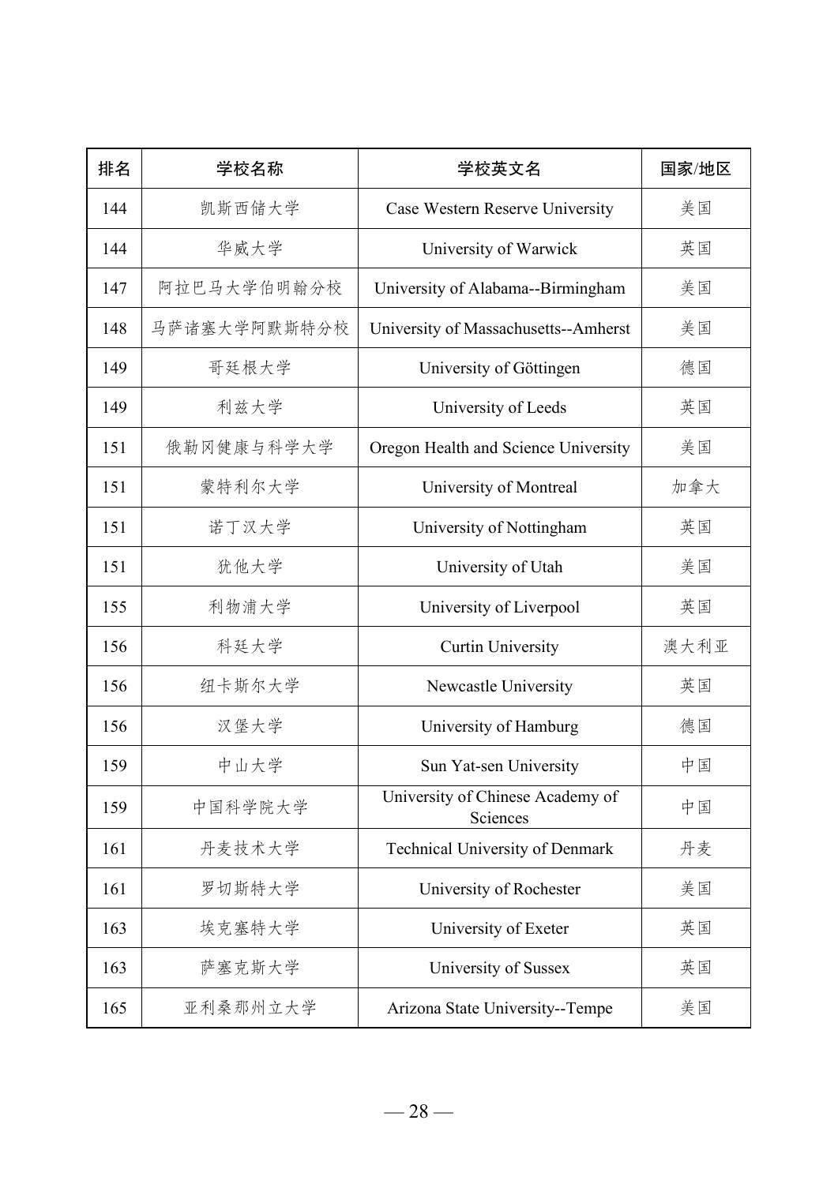| 排名 | 学校名称 | 学校英文名 | 国家/地区 |
| --- | --- | --- | --- |
| 144 | 凯斯西储大学 | Case Western Reserve University | 美国 |
| 144 | 华威大学 | University of Warwick | 英国 |
| 147 | 阿拉巴马大学伯明翰分校 | University of Alabama--Birmingham | 美国 |
| 148 | 马萨诸塞大学阿默斯特分校 | University of Massachusetts--Amherst | 美国 |
| 149 | 哥廷根大学 | University of Göttingen | 德国 |
| 149 | 利兹大学 | University of Leeds | 英国 |
| 151 | 俄勒冈健康与科学大学 | Oregon Health and Science University | 美国 |
| 151 | 蒙特利尔大学 | University of Montreal | 加拿大 |
| 151 | 诺丁汉大学 | University of Nottingham | 英国 |
| 151 | 犹他大学 | University of Utah | 美国 |
| 155 | 利物浦大学 | University of Liverpool | 英国 |
| 156 | 科廷大学 | Curtin University | 澳大利亚 |
| 156 | 纽卡斯尔大学 | Newcastle University | 英国 |
| 156 | 汉堡大学 | University of Hamburg | 德国 |
| 159 | 中山大学 | Sun Yat-sen University | 中国 |
| 159 | 中国科学院大学 | University of Chinese Academy of Sciences | 中国 |
| 161 | 丹麦技术大学 | Technical University of Denmark | 丹麦 |
| 161 | 罗切斯特大学 | University of Rochester | 美国 |
| 163 | 埃克塞特大学 | University of Exeter | 英国 |
| 163 | 萨塞克斯大学 | University of Sussex | 英国 |
| 165 | 亚利桑那州立大学 | Arizona State University--Tempe | 美国 |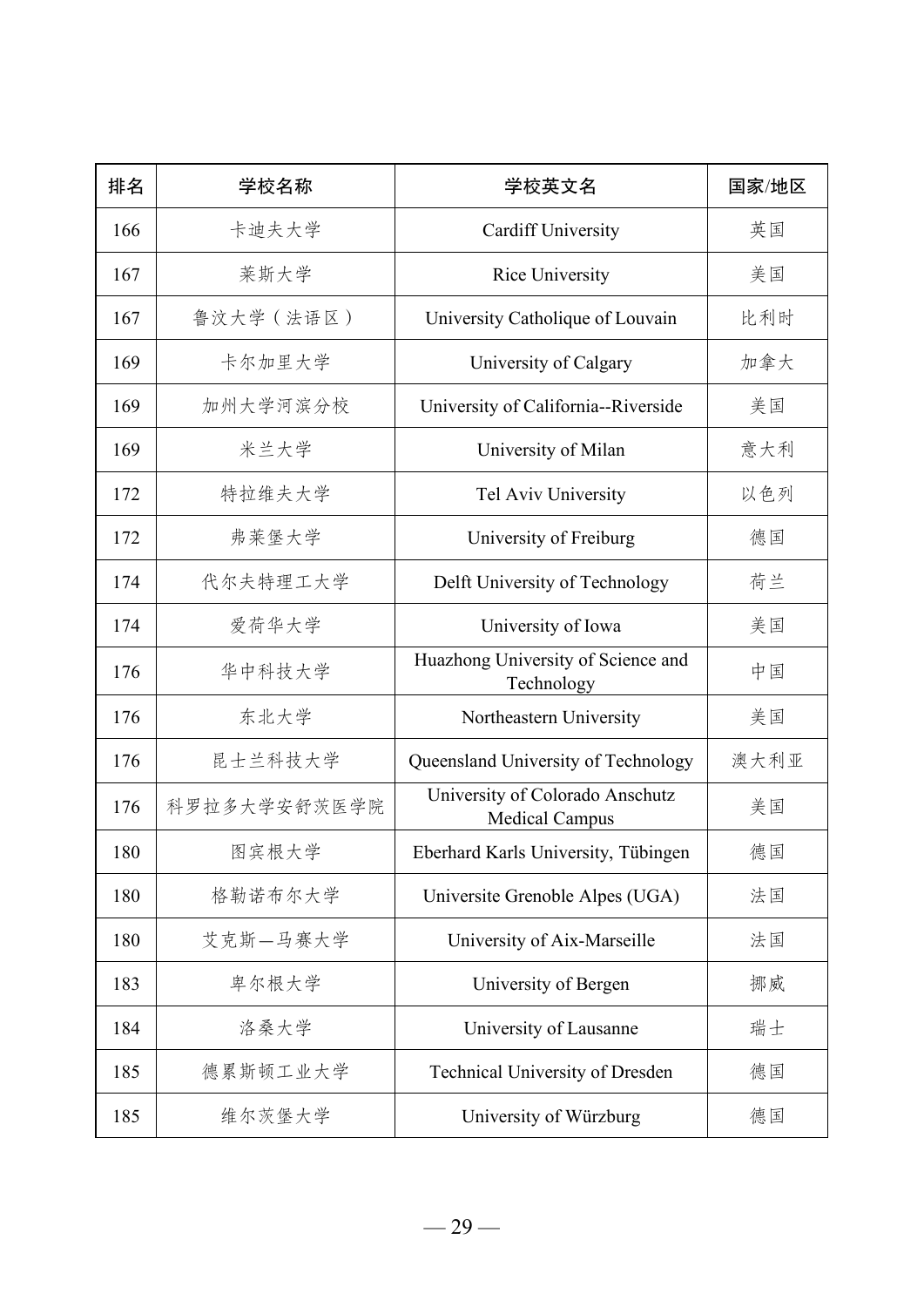| 排名 | 学校名称 | 学校英文名 | 国家/地区 |
| --- | --- | --- | --- |
| 166 | 卡迪夫大学 | Cardiff University | 英国 |
| 167 | 莱斯大学 | Rice University | 美国 |
| 167 | 鲁汶大学（法语区） | University Catholique of Louvain | 比利时 |
| 169 | 卡尔加里大学 | University of Calgary | 加拿大 |
| 169 | 加州大学河滨分校 | University of California--Riverside | 美国 |
| 169 | 米兰大学 | University of Milan | 意大利 |
| 172 | 特拉维夫大学 | Tel Aviv University | 以色列 |
| 172 | 弗莱堡大学 | University of Freiburg | 德国 |
| 174 | 代尔夫特理工大学 | Delft University of Technology | 荷兰 |
| 174 | 爱荷华大学 | University of Iowa | 美国 |
| 176 | 华中科技大学 | Huazhong University of Science and Technology | 中国 |
| 176 | 东北大学 | Northeastern University | 美国 |
| 176 | 昆士兰科技大学 | Queensland University of Technology | 澳大利亚 |
| 176 | 科罗拉多大学安舒茨医学院 | University of Colorado Anschutz Medical Campus | 美国 |
| 180 | 图宾根大学 | Eberhard Karls University, Tübingen | 德国 |
| 180 | 格勒诺布尔大学 | Universite Grenoble Alpes (UGA) | 法国 |
| 180 | 艾克斯—马赛大学 | University of Aix-Marseille | 法国 |
| 183 | 卑尔根大学 | University of Bergen | 挪威 |
| 184 | 洛桑大学 | University of Lausanne | 瑞士 |
| 185 | 德累斯顿工业大学 | Technical University of Dresden | 德国 |
| 185 | 维尔茨堡大学 | University of Würzburg | 德国 |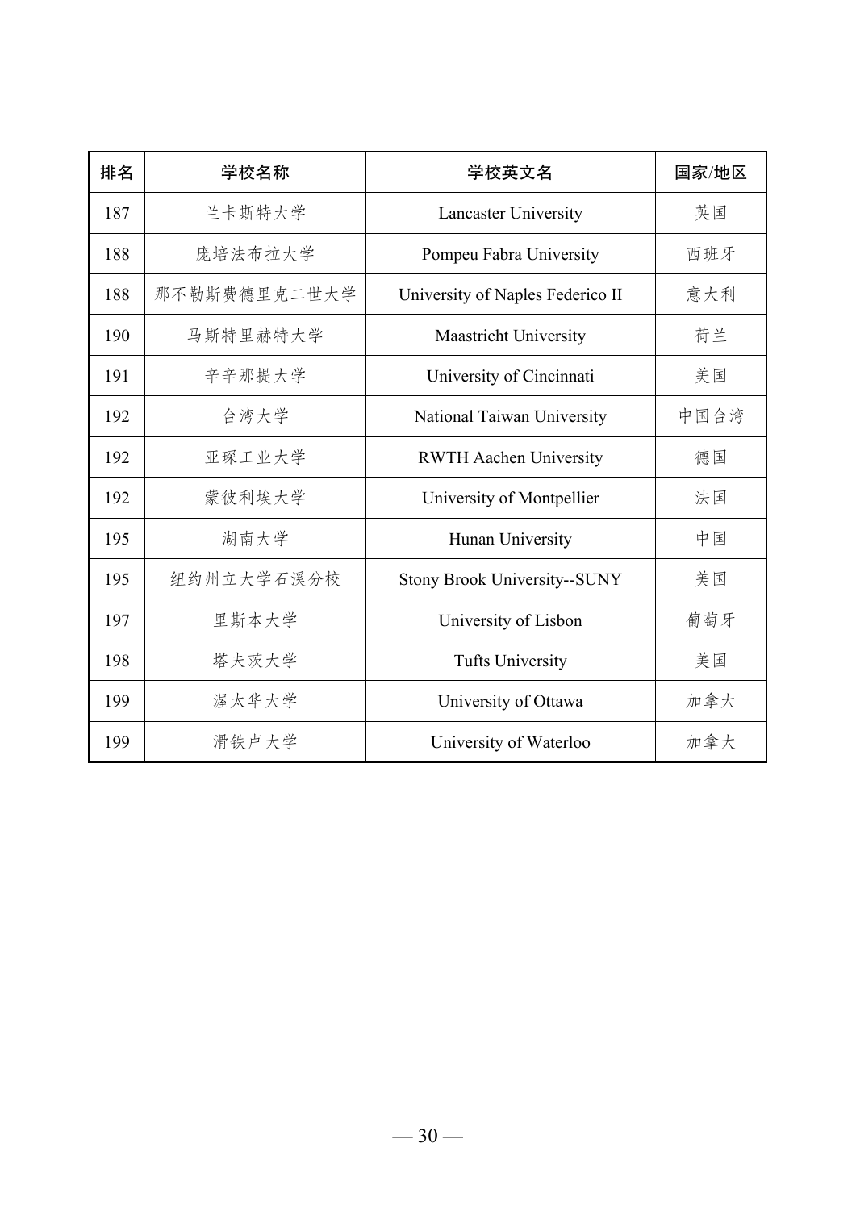| 排名 | 学校名称 | 学校英文名 | 国家/地区 |
| --- | --- | --- | --- |
| 187 | 兰卡斯特大学 | Lancaster University | 英国 |
| 188 | 庞培法布拉大学 | Pompeu Fabra University | 西班牙 |
| 188 | 那不勒斯费德里克二世大学 | University of Naples Federico II | 意大利 |
| 190 | 马斯特里赫特大学 | Maastricht University | 荷兰 |
| 191 | 辛辛那提大学 | University of Cincinnati | 美国 |
| 192 | 台湾大学 | National Taiwan University | 中国台湾 |
| 192 | 亚琛工业大学 | RWTH Aachen University | 德国 |
| 192 | 蒙彼利埃大学 | University of Montpellier | 法国 |
| 195 | 湖南大学 | Hunan University | 中国 |
| 195 | 纽约州立大学石溪分校 | Stony Brook University--SUNY | 美国 |
| 197 | 里斯本大学 | University of Lisbon | 葡萄牙 |
| 198 | 塔夫茨大学 | Tufts University | 美国 |
| 199 | 渥太华大学 | University of Ottawa | 加拿大 |
| 199 | 滑铁卢大学 | University of Waterloo | 加拿大 |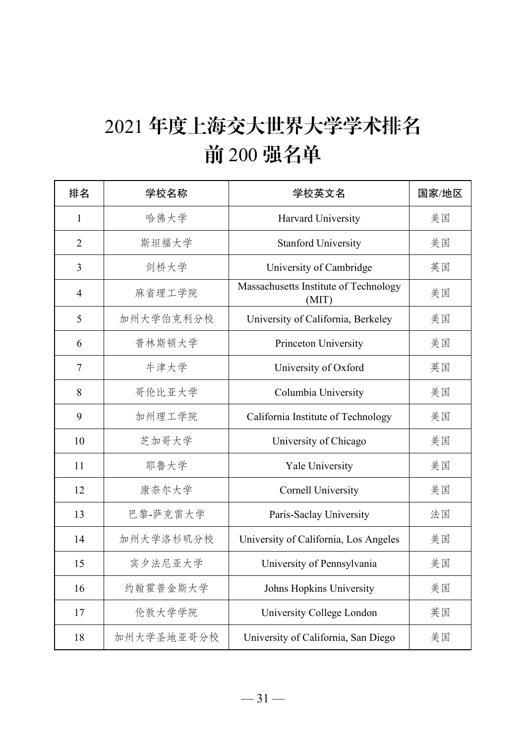# 2021 年度上海交大世界大学学术排名前 200 强名单

| 排名 | 学校名称 | 学校英文名 | 国家/地区 |
| --- | --- | --- | --- |
| 1 | 哈佛大学 | Harvard University | 美国 |
| 2 | 斯坦福大学 | Stanford University | 美国 |
| 3 | 剑桥大学 | University of Cambridge | 英国 |
| 4 | 麻省理工学院 | Massachusetts Institute of Technology (MIT) | 美国 |
| 5 | 加州大学伯克利分校 | University of California, Berkeley | 美国 |
| 6 | 普林斯顿大学 | Princeton University | 美国 |
| 7 | 牛津大学 | University of Oxford | 英国 |
| 8 | 哥伦比亚大学 | Columbia University | 美国 |
| 9 | 加州理工学院 | California Institute of Technology | 美国 |
| 10 | 芝加哥大学 | University of Chicago | 美国 |
| 11 | 耶鲁大学 | Yale University | 美国 |
| 12 | 康奈尔大学 | Cornell University | 美国 |
| 13 | 巴黎-萨克雷大学 | Paris-Saclay University | 法国 |
| 14 | 加州大学洛杉矶分校 | University of California, Los Angeles | 美国 |
| 15 | 宾夕法尼亚大学 | University of Pennsylvania | 美国 |
| 16 | 约翰霍普金斯大学 | Johns Hopkins University | 美国 |
| 17 | 伦敦大学学院 | University College London | 英国 |
| 18 | 加州大学圣地亚哥分校 | University of California, San Diego | 美国 |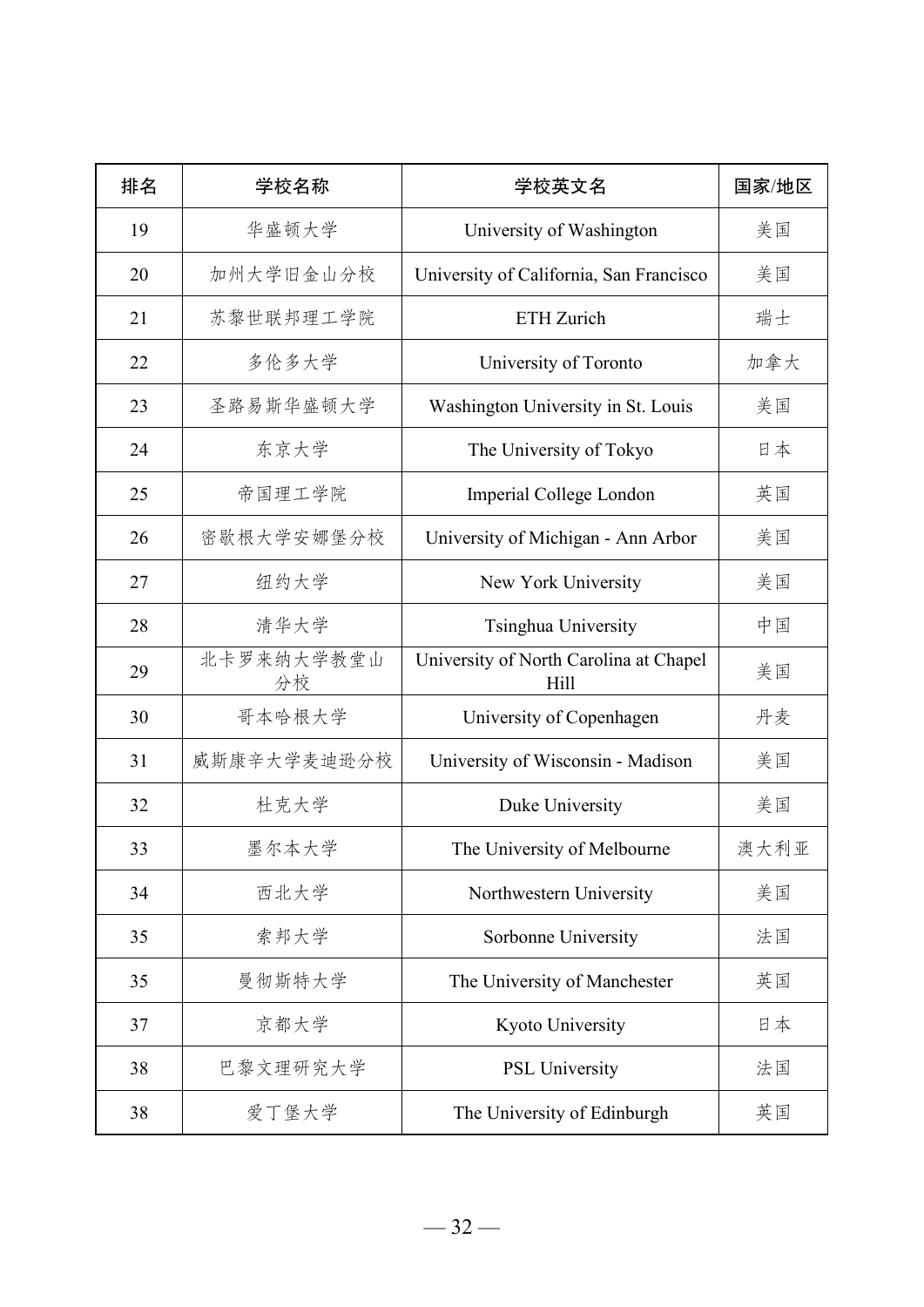| 排名 | 学校名称 | 学校英文名 | 国家/地区 |
|---|---|---|---|
| 19 | 华盛顿大学 | University of Washington | 美国 |
| 20 | 加州大学旧金山分校 | University of California, San Francisco | 美国 |
| 21 | 苏黎世联邦理工学院 | ETH Zurich | 瑞士 |
| 22 | 多伦多大学 | University of Toronto | 加拿大 |
| 23 | 圣路易斯华盛顿大学 | Washington University in St. Louis | 美国 |
| 24 | 东京大学 | The University of Tokyo | 日本 |
| 25 | 帝国理工学院 | Imperial College London | 英国 |
| 26 | 密歇根大学安娜堡分校 | University of Michigan - Ann Arbor | 美国 |
| 27 | 纽约大学 | New York University | 美国 |
| 28 | 清华大学 | Tsinghua University | 中国 |
| 29 | 北卡罗来纳大学教堂山分校 | University of North Carolina at Chapel Hill | 美国 |
| 30 | 哥本哈根大学 | University of Copenhagen | 丹麦 |
| 31 | 威斯康辛大学麦迪逊分校 | University of Wisconsin - Madison | 美国 |
| 32 | 杜克大学 | Duke University | 美国 |
| 33 | 墨尔本大学 | The University of Melbourne | 澳大利亚 |
| 34 | 西北大学 | Northwestern University | 美国 |
| 35 | 索邦大学 | Sorbonne University | 法国 |
| 35 | 曼彻斯特大学 | The University of Manchester | 英国 |
| 37 | 京都大学 | Kyoto University | 日本 |
| 38 | 巴黎文理研究大学 | PSL University | 法国 |
| 38 | 爱丁堡大学 | The University of Edinburgh | 英国 |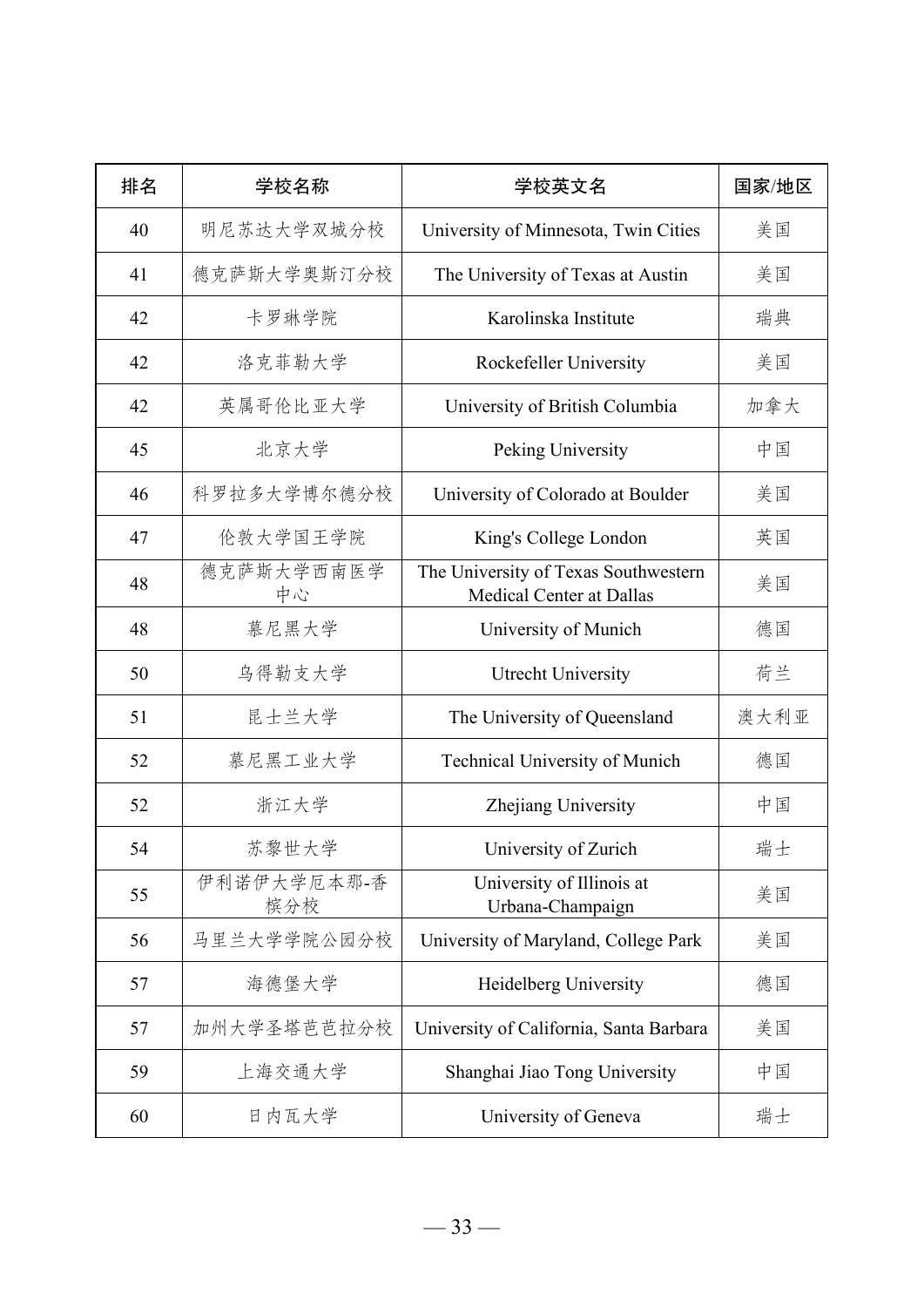| 排名 | 学校名称 | 学校英文名 | 国家/地区 |
| --- | --- | --- | --- |
| 40 | 明尼苏达大学双城分校 | University of Minnesota, Twin Cities | 美国 |
| 41 | 德克萨斯大学奥斯汀分校 | The University of Texas at Austin | 美国 |
| 42 | 卡罗琳学院 | Karolinska Institute | 瑞典 |
| 42 | 洛克菲勒大学 | Rockefeller University | 美国 |
| 42 | 英属哥伦比亚大学 | University of British Columbia | 加拿大 |
| 45 | 北京大学 | Peking University | 中国 |
| 46 | 科罗拉多大学博尔德分校 | University of Colorado at Boulder | 美国 |
| 47 | 伦敦大学国王学院 | King's College London | 英国 |
| 48 | 德克萨斯大学西南医学中心 | The University of Texas Southwestern Medical Center at Dallas | 美国 |
| 48 | 慕尼黑大学 | University of Munich | 德国 |
| 50 | 乌得勒支大学 | Utrecht University | 荷兰 |
| 51 | 昆士兰大学 | The University of Queensland | 澳大利亚 |
| 52 | 慕尼黑工业大学 | Technical University of Munich | 德国 |
| 52 | 浙江大学 | Zhejiang University | 中国 |
| 54 | 苏黎世大学 | University of Zurich | 瑞士 |
| 55 | 伊利诺伊大学厄本那-香槟分校 | University of Illinois at Urbana-Champaign | 美国 |
| 56 | 马里兰大学学院公园分校 | University of Maryland, College Park | 美国 |
| 57 | 海德堡大学 | Heidelberg University | 德国 |
| 57 | 加州大学圣塔芭芭拉分校 | University of California, Santa Barbara | 美国 |
| 59 | 上海交通大学 | Shanghai Jiao Tong University | 中国 |
| 60 | 日内瓦大学 | University of Geneva | 瑞士 |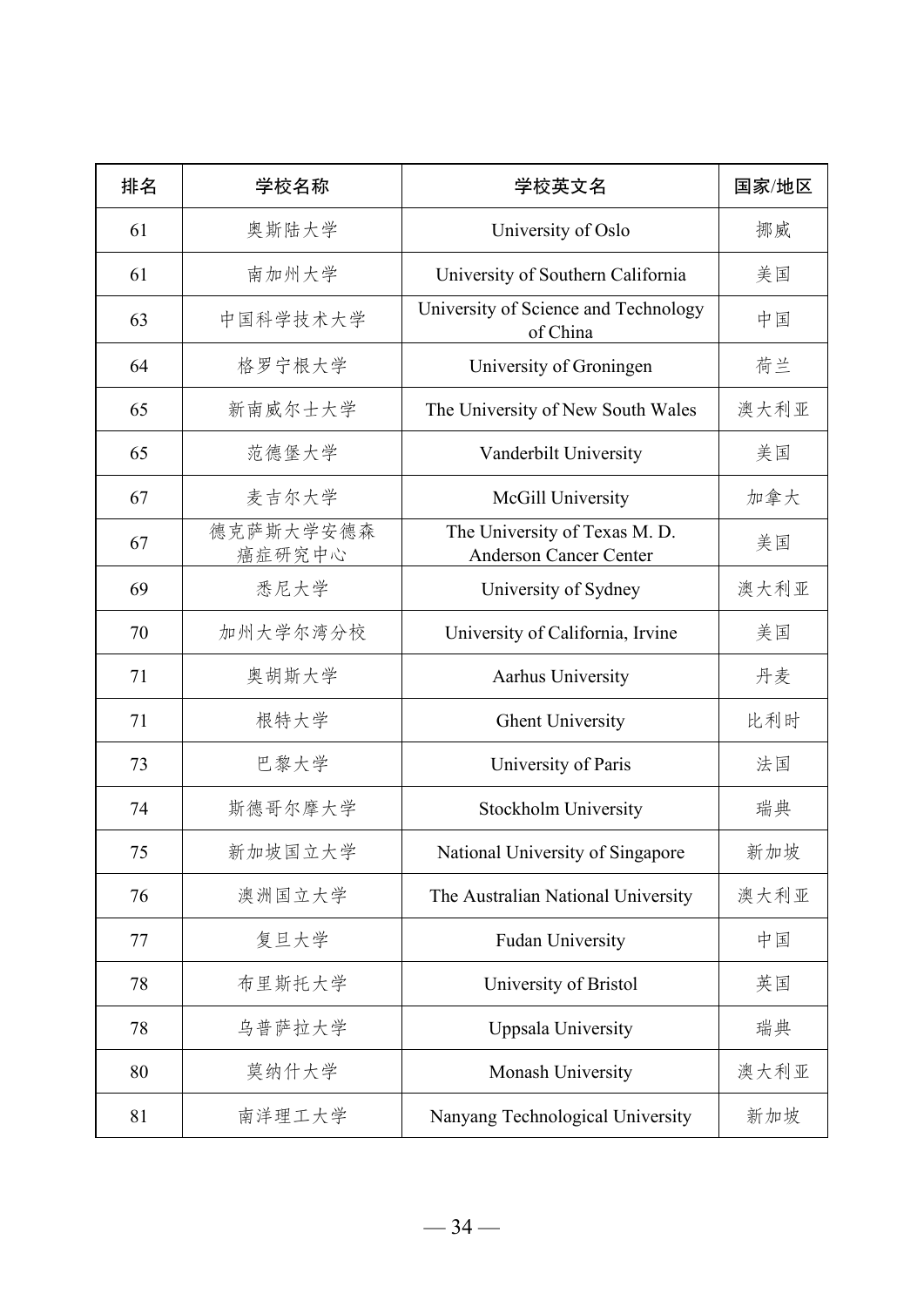| 排名 | 学校名称 | 学校英文名 | 国家/地区 |
| --- | --- | --- | --- |
| 61 | 奥斯陆大学 | University of Oslo | 挪威 |
| 61 | 南加州大学 | University of Southern California | 美国 |
| 63 | 中国科学技术大学 | University of Science and Technology of China | 中国 |
| 64 | 格罗宁根大学 | University of Groningen | 荷兰 |
| 65 | 新南威尔士大学 | The University of New South Wales | 澳大利亚 |
| 65 | 范德堡大学 | Vanderbilt University | 美国 |
| 67 | 麦吉尔大学 | McGill University | 加拿大 |
| 67 | 德克萨斯大学安德森癌症研究中心 | The University of Texas M. D. Anderson Cancer Center | 美国 |
| 69 | 悉尼大学 | University of Sydney | 澳大利亚 |
| 70 | 加州大学尔湾分校 | University of California, Irvine | 美国 |
| 71 | 奥胡斯大学 | Aarhus University | 丹麦 |
| 71 | 根特大学 | Ghent University | 比利时 |
| 73 | 巴黎大学 | University of Paris | 法国 |
| 74 | 斯德哥尔摩大学 | Stockholm University | 瑞典 |
| 75 | 新加坡国立大学 | National University of Singapore | 新加坡 |
| 76 | 澳洲国立大学 | The Australian National University | 澳大利亚 |
| 77 | 复旦大学 | Fudan University | 中国 |
| 78 | 布里斯托大学 | University of Bristol | 英国 |
| 78 | 乌普萨拉大学 | Uppsala University | 瑞典 |
| 80 | 莫纳什大学 | Monash University | 澳大利亚 |
| 81 | 南洋理工大学 | Nanyang Technological University | 新加坡 |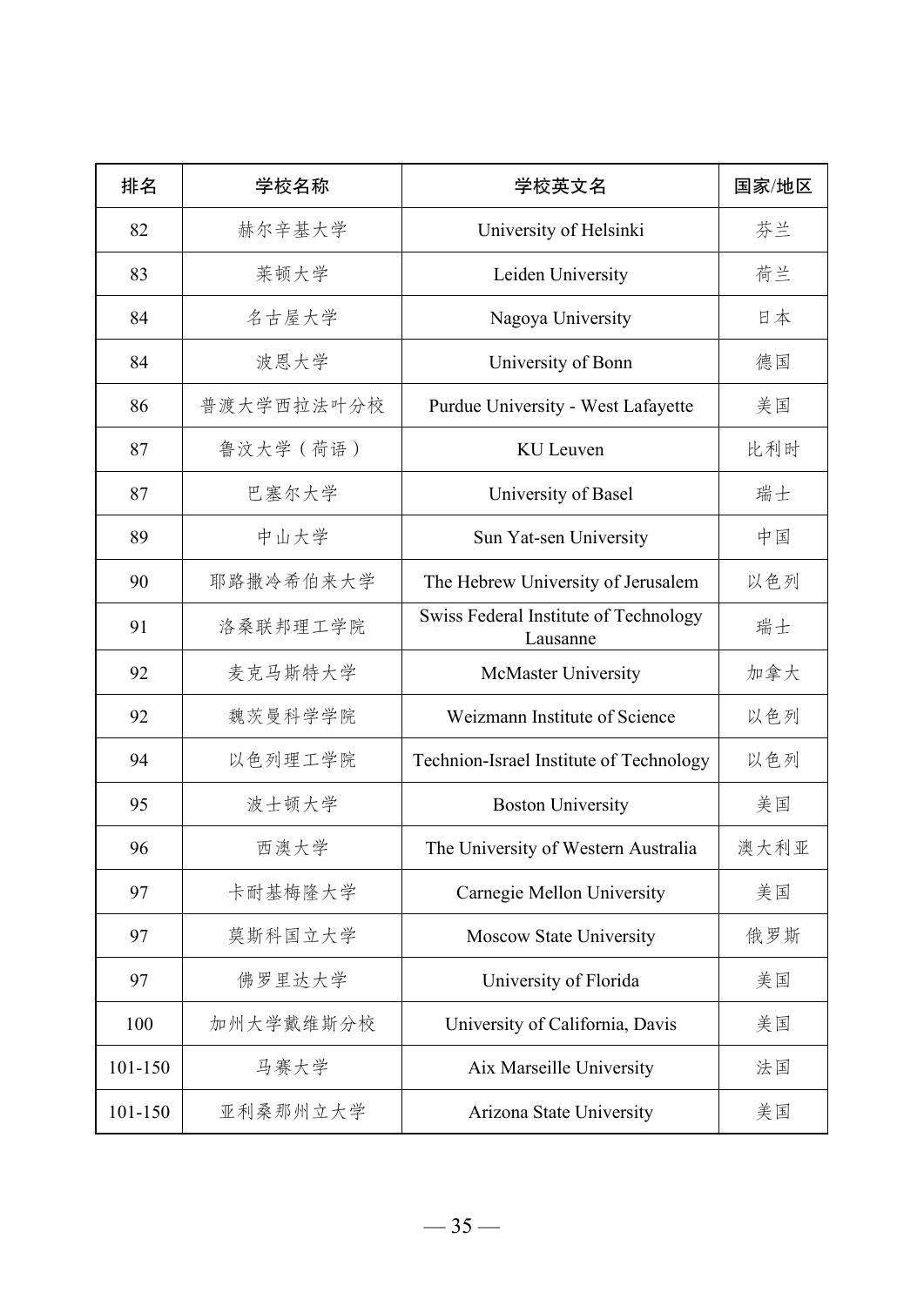| 排名 | 学校名称 | 学校英文名 | 国家/地区 |
| --- | --- | --- | --- |
| 82 | 赫尔辛基大学 | University of Helsinki | 芬兰 |
| 83 | 莱顿大学 | Leiden University | 荷兰 |
| 84 | 名古屋大学 | Nagoya University | 日本 |
| 84 | 波恩大学 | University of Bonn | 德国 |
| 86 | 普渡大学西拉法叶分校 | Purdue University - West Lafayette | 美国 |
| 87 | 鲁汶大学（荷语） | KU Leuven | 比利时 |
| 87 | 巴塞尔大学 | University of Basel | 瑞士 |
| 89 | 中山大学 | Sun Yat-sen University | 中国 |
| 90 | 耶路撒冷希伯来大学 | The Hebrew University of Jerusalem | 以色列 |
| 91 | 洛桑联邦理工学院 | Swiss Federal Institute of Technology Lausanne | 瑞士 |
| 92 | 麦克马斯特大学 | McMaster University | 加拿大 |
| 92 | 魏茨曼科学学院 | Weizmann Institute of Science | 以色列 |
| 94 | 以色列理工学院 | Technion-Israel Institute of Technology | 以色列 |
| 95 | 波士顿大学 | Boston University | 美国 |
| 96 | 西澳大学 | The University of Western Australia | 澳大利亚 |
| 97 | 卡耐基梅隆大学 | Carnegie Mellon University | 美国 |
| 97 | 莫斯科国立大学 | Moscow State University | 俄罗斯 |
| 97 | 佛罗里达大学 | University of Florida | 美国 |
| 100 | 加州大学戴维斯分校 | University of California, Davis | 美国 |
| 101-150 | 马赛大学 | Aix Marseille University | 法国 |
| 101-150 | 亚利桑那州立大学 | Arizona State University | 美国 |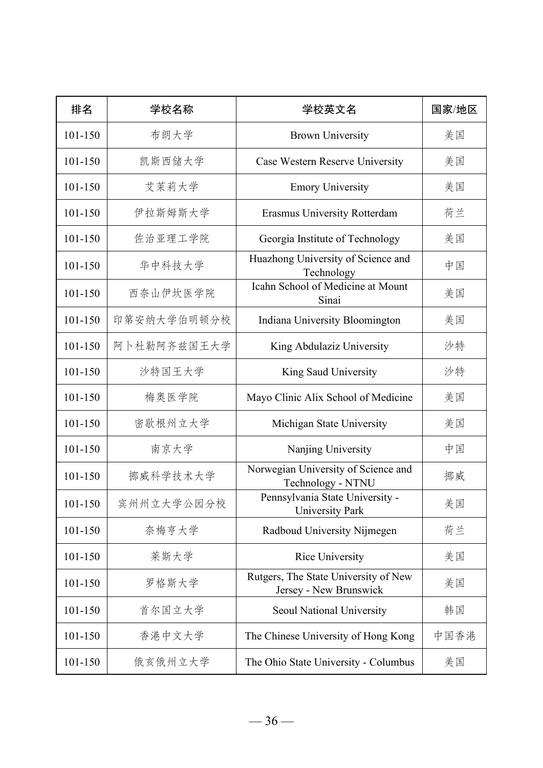| 排名 | 学校名称 | 学校英文名 | 国家/地区 |
| --- | --- | --- | --- |
| 101-150 | 布朗大学 | Brown University | 美国 |
| 101-150 | 凯斯西储大学 | Case Western Reserve University | 美国 |
| 101-150 | 艾茉莉大学 | Emory University | 美国 |
| 101-150 | 伊拉斯姆斯大学 | Erasmus University Rotterdam | 荷兰 |
| 101-150 | 佐治亚理工学院 | Georgia Institute of Technology | 美国 |
| 101-150 | 华中科技大学 | Huazhong University of Science and Technology | 中国 |
| 101-150 | 西奈山伊坎医学院 | Icahn School of Medicine at Mount Sinai | 美国 |
| 101-150 | 印第安纳大学伯明顿分校 | Indiana University Bloomington | 美国 |
| 101-150 | 阿卜杜勒阿齐兹国王大学 | King Abdulaziz University | 沙特 |
| 101-150 | 沙特国王大学 | King Saud University | 沙特 |
| 101-150 | 梅奥医学院 | Mayo Clinic Alix School of Medicine | 美国 |
| 101-150 | 密歇根州立大学 | Michigan State University | 美国 |
| 101-150 | 南京大学 | Nanjing University | 中国 |
| 101-150 | 挪威科学技术大学 | Norwegian University of Science and Technology - NTNU | 挪威 |
| 101-150 | 宾州州立大学公园分校 | Pennsylvania State University - University Park | 美国 |
| 101-150 | 奈梅亨大学 | Radboud University Nijmegen | 荷兰 |
| 101-150 | 莱斯大学 | Rice University | 美国 |
| 101-150 | 罗格斯大学 | Rutgers, The State University of New Jersey - New Brunswick | 美国 |
| 101-150 | 首尔国立大学 | Seoul National University | 韩国 |
| 101-150 | 香港中文大学 | The Chinese University of Hong Kong | 中国香港 |
| 101-150 | 俄亥俄州立大学 | The Ohio State University - Columbus | 美国 |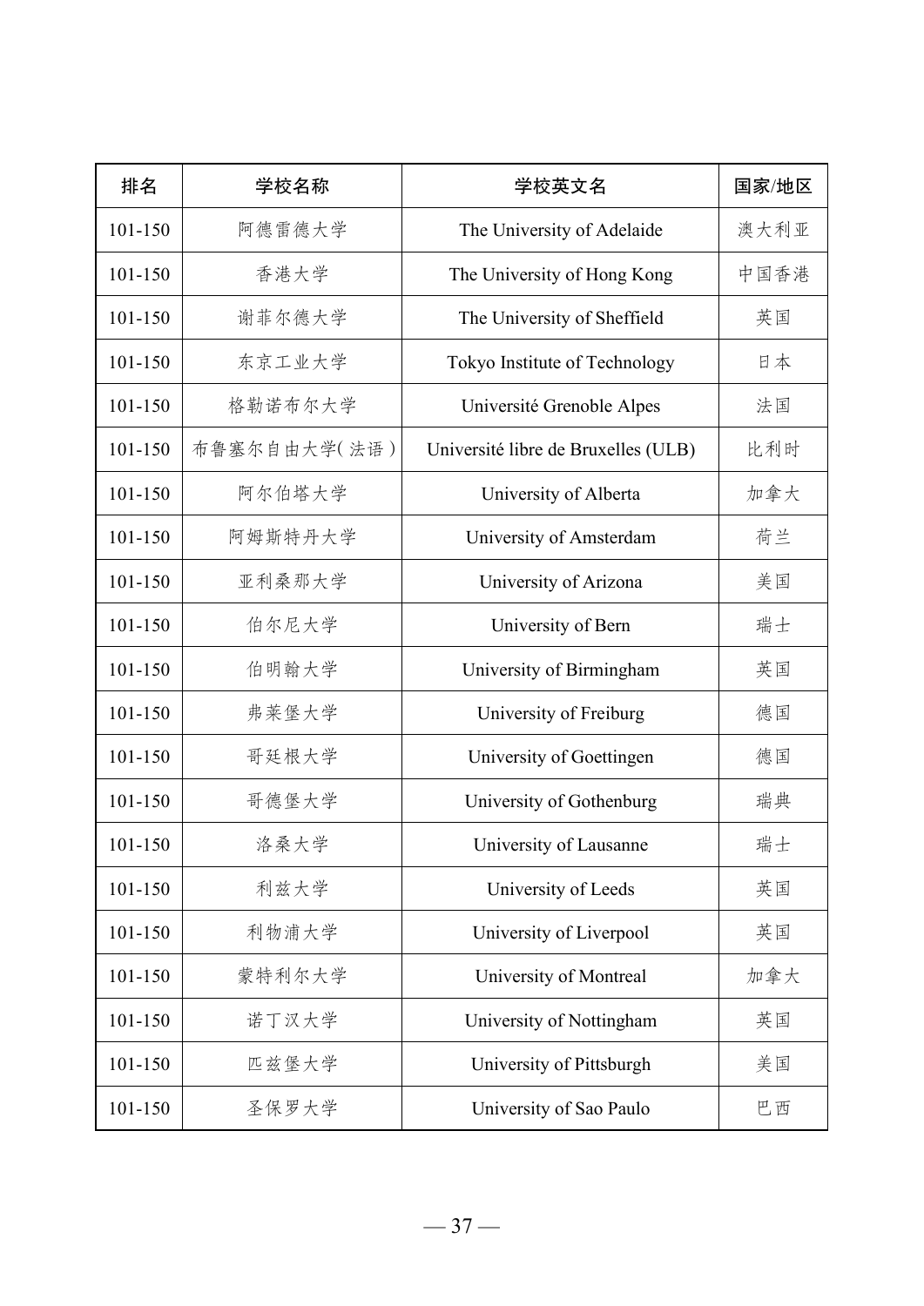| 排名 | 学校名称 | 学校英文名 | 国家/地区 |
| --- | --- | --- | --- |
| 101-150 | 阿德雷德大学 | The University of Adelaide | 澳大利亚 |
| 101-150 | 香港大学 | The University of Hong Kong | 中国香港 |
| 101-150 | 谢菲尔德大学 | The University of Sheffield | 英国 |
| 101-150 | 东京工业大学 | Tokyo Institute of Technology | 日本 |
| 101-150 | 格勒诺布尔大学 | Université Grenoble Alpes | 法国 |
| 101-150 | 布鲁塞尔自由大学(法语) | Université libre de Bruxelles (ULB) | 比利时 |
| 101-150 | 阿尔伯塔大学 | University of Alberta | 加拿大 |
| 101-150 | 阿姆斯特丹大学 | University of Amsterdam | 荷兰 |
| 101-150 | 亚利桑那大学 | University of Arizona | 美国 |
| 101-150 | 伯尔尼大学 | University of Bern | 瑞士 |
| 101-150 | 伯明翰大学 | University of Birmingham | 英国 |
| 101-150 | 弗莱堡大学 | University of Freiburg | 德国 |
| 101-150 | 哥廷根大学 | University of Goettingen | 德国 |
| 101-150 | 哥德堡大学 | University of Gothenburg | 瑞典 |
| 101-150 | 洛桑大学 | University of Lausanne | 瑞士 |
| 101-150 | 利兹大学 | University of Leeds | 英国 |
| 101-150 | 利物浦大学 | University of Liverpool | 英国 |
| 101-150 | 蒙特利尔大学 | University of Montreal | 加拿大 |
| 101-150 | 诺丁汉大学 | University of Nottingham | 英国 |
| 101-150 | 匹兹堡大学 | University of Pittsburgh | 美国 |
| 101-150 | 圣保罗大学 | University of Sao Paulo | 巴西 |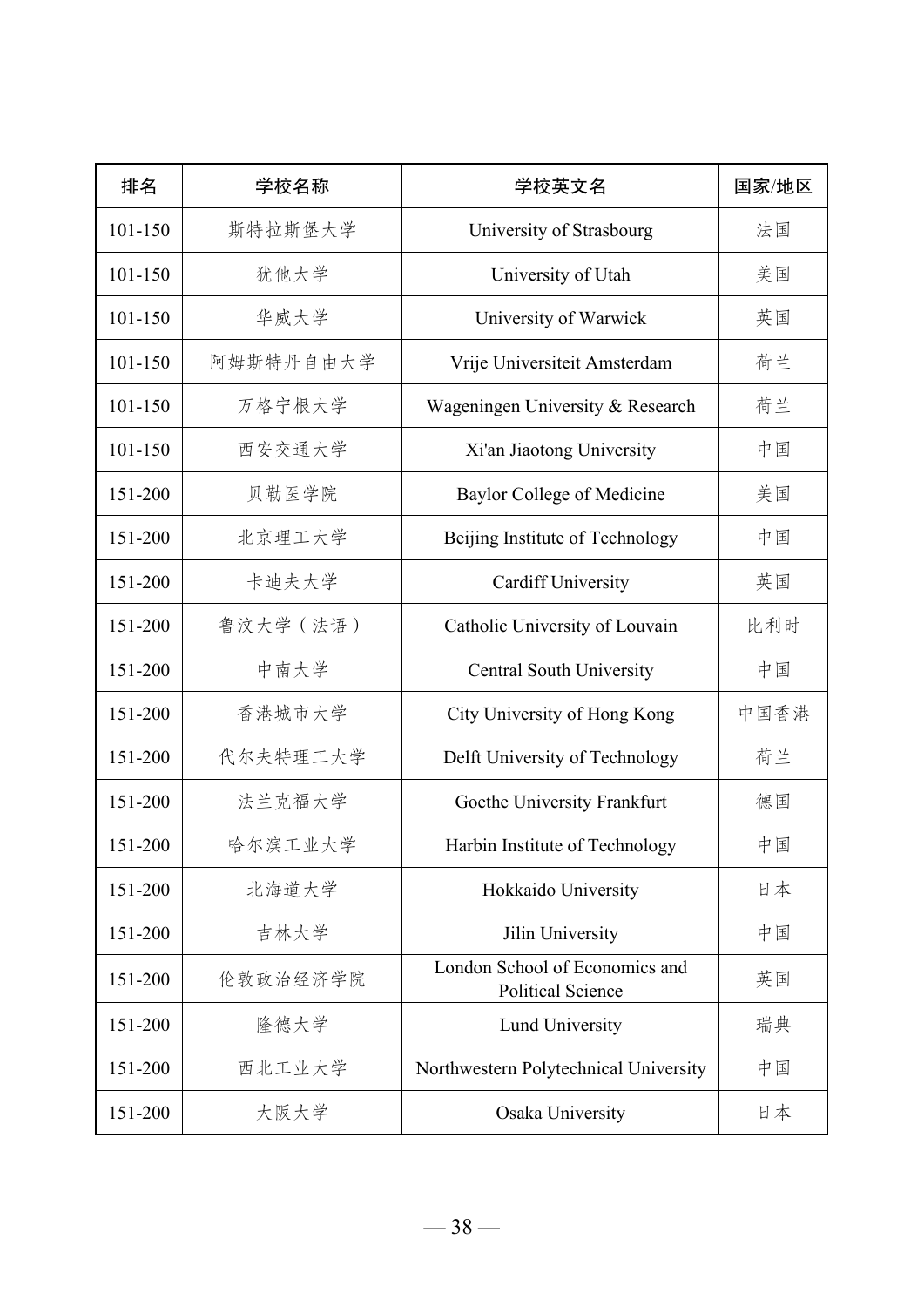| 排名 | 学校名称 | 学校英文名 | 国家/地区 |
| --- | --- | --- | --- |
| 101-150 | 斯特拉斯堡大学 | University of Strasbourg | 法国 |
| 101-150 | 犹他大学 | University of Utah | 美国 |
| 101-150 | 华威大学 | University of Warwick | 英国 |
| 101-150 | 阿姆斯特丹自由大学 | Vrije Universiteit Amsterdam | 荷兰 |
| 101-150 | 万格宁根大学 | Wageningen University & Research | 荷兰 |
| 101-150 | 西安交通大学 | Xi'an Jiaotong University | 中国 |
| 151-200 | 贝勒医学院 | Baylor College of Medicine | 美国 |
| 151-200 | 北京理工大学 | Beijing Institute of Technology | 中国 |
| 151-200 | 卡迪夫大学 | Cardiff University | 英国 |
| 151-200 | 鲁汶大学（法语） | Catholic University of Louvain | 比利时 |
| 151-200 | 中南大学 | Central South University | 中国 |
| 151-200 | 香港城市大学 | City University of Hong Kong | 中国香港 |
| 151-200 | 代尔夫特理工大学 | Delft University of Technology | 荷兰 |
| 151-200 | 法兰克福大学 | Goethe University Frankfurt | 德国 |
| 151-200 | 哈尔滨工业大学 | Harbin Institute of Technology | 中国 |
| 151-200 | 北海道大学 | Hokkaido University | 日本 |
| 151-200 | 吉林大学 | Jilin University | 中国 |
| 151-200 | 伦敦政治经济学院 | London School of Economics and Political Science | 英国 |
| 151-200 | 隆德大学 | Lund University | 瑞典 |
| 151-200 | 西北工业大学 | Northwestern Polytechnical University | 中国 |
| 151-200 | 大阪大学 | Osaka University | 日本 |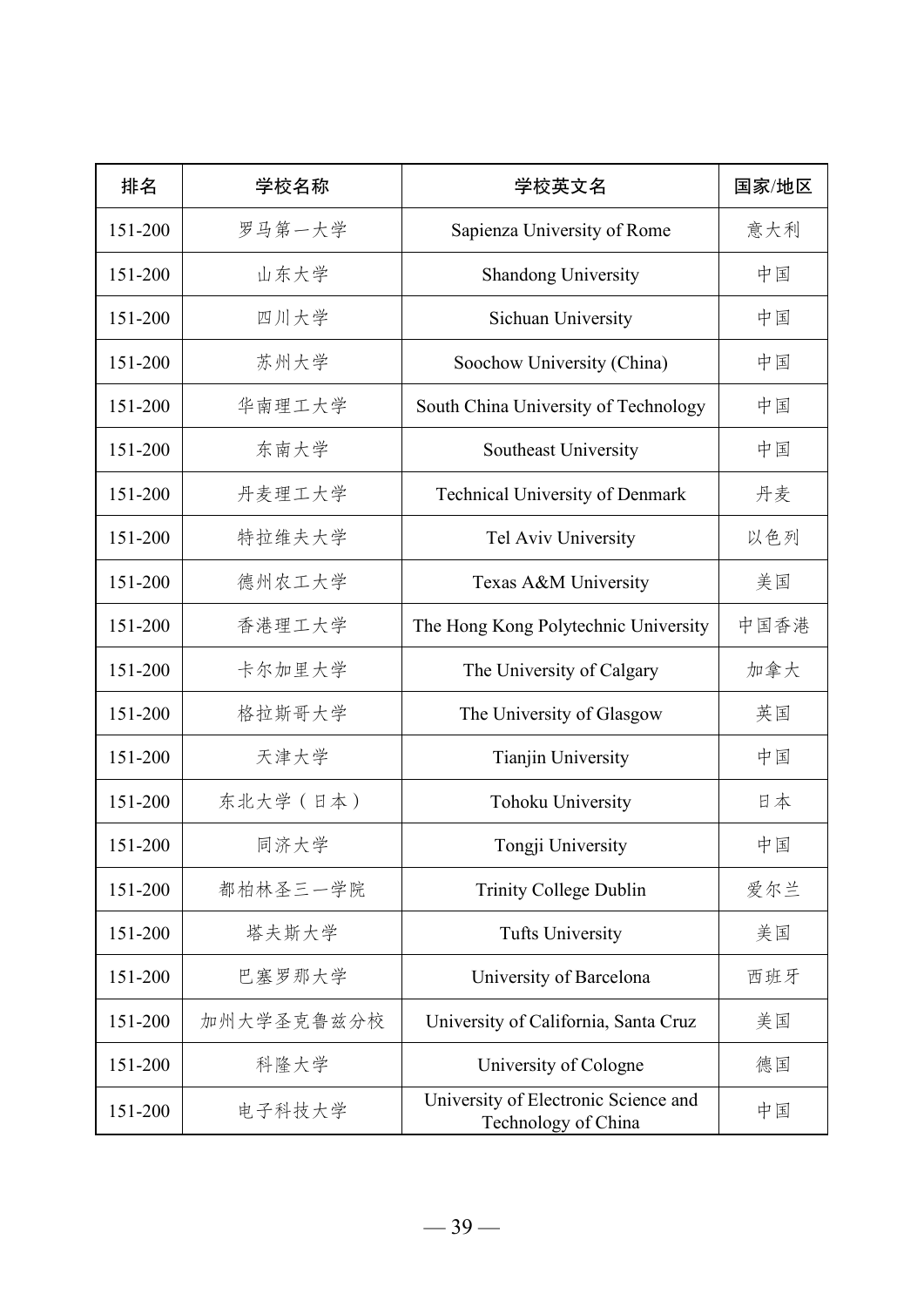| 排名 | 学校名称 | 学校英文名 | 国家/地区 |
| --- | --- | --- | --- |
| 151-200 | 罗马第一大学 | Sapienza University of Rome | 意大利 |
| 151-200 | 山东大学 | Shandong University | 中国 |
| 151-200 | 四川大学 | Sichuan University | 中国 |
| 151-200 | 苏州大学 | Soochow University (China) | 中国 |
| 151-200 | 华南理工大学 | South China University of Technology | 中国 |
| 151-200 | 东南大学 | Southeast University | 中国 |
| 151-200 | 丹麦理工大学 | Technical University of Denmark | 丹麦 |
| 151-200 | 特拉维夫大学 | Tel Aviv University | 以色列 |
| 151-200 | 德州农工大学 | Texas A&M University | 美国 |
| 151-200 | 香港理工大学 | The Hong Kong Polytechnic University | 中国香港 |
| 151-200 | 卡尔加里大学 | The University of Calgary | 加拿大 |
| 151-200 | 格拉斯哥大学 | The University of Glasgow | 英国 |
| 151-200 | 天津大学 | Tianjin University | 中国 |
| 151-200 | 东北大学（日本） | Tohoku University | 日本 |
| 151-200 | 同济大学 | Tongji University | 中国 |
| 151-200 | 都柏林圣三一学院 | Trinity College Dublin | 爱尔兰 |
| 151-200 | 塔夫斯大学 | Tufts University | 美国 |
| 151-200 | 巴塞罗那大学 | University of Barcelona | 西班牙 |
| 151-200 | 加州大学圣克鲁兹分校 | University of California, Santa Cruz | 美国 |
| 151-200 | 科隆大学 | University of Cologne | 德国 |
| 151-200 | 电子科技大学 | University of Electronic Science and Technology of China | 中国 |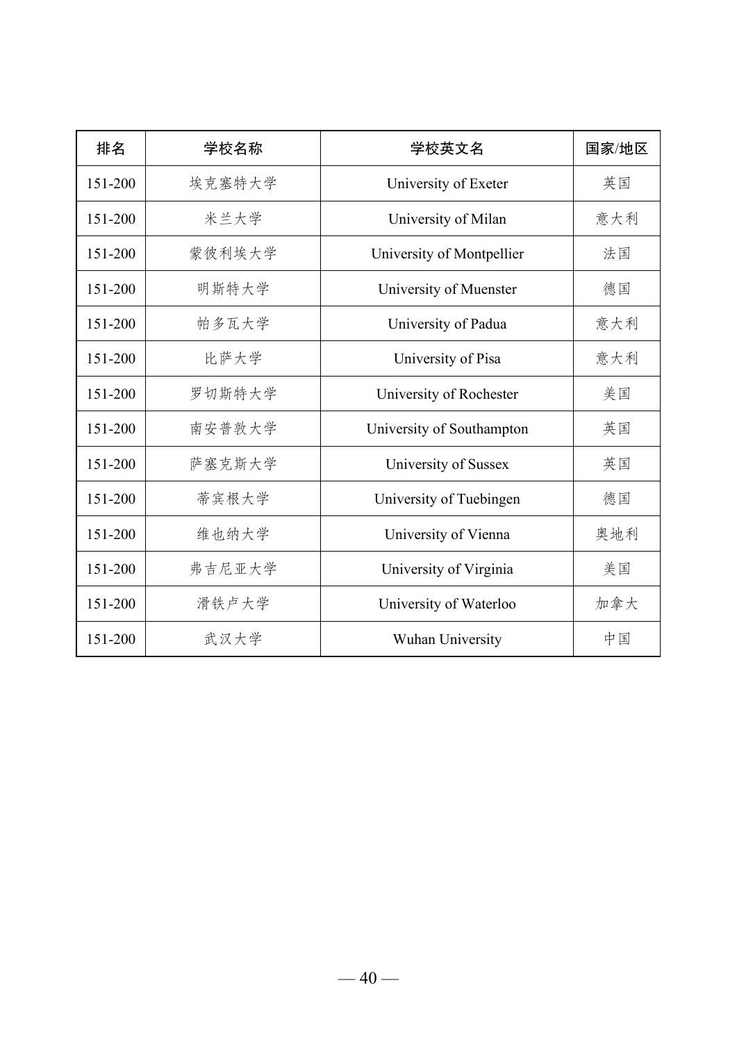| 排名 | 学校名称 | 学校英文名 | 国家/地区 |
|---|---|---|---|
| 151-200 | 埃克塞特大学 | University of Exeter | 英国 |
| 151-200 | 米兰大学 | University of Milan | 意大利 |
| 151-200 | 蒙彼利埃大学 | University of Montpellier | 法国 |
| 151-200 | 明斯特大学 | University of Muenster | 德国 |
| 151-200 | 帕多瓦大学 | University of Padua | 意大利 |
| 151-200 | 比萨大学 | University of Pisa | 意大利 |
| 151-200 | 罗切斯特大学 | University of Rochester | 美国 |
| 151-200 | 南安普敦大学 | University of Southampton | 英国 |
| 151-200 | 萨塞克斯大学 | University of Sussex | 英国 |
| 151-200 | 蒂宾根大学 | University of Tuebingen | 德国 |
| 151-200 | 维也纳大学 | University of Vienna | 奥地利 |
| 151-200 | 弗吉尼亚大学 | University of Virginia | 美国 |
| 151-200 | 滑铁卢大学 | University of Waterloo | 加拿大 |
| 151-200 | 武汉大学 | Wuhan University | 中国 |